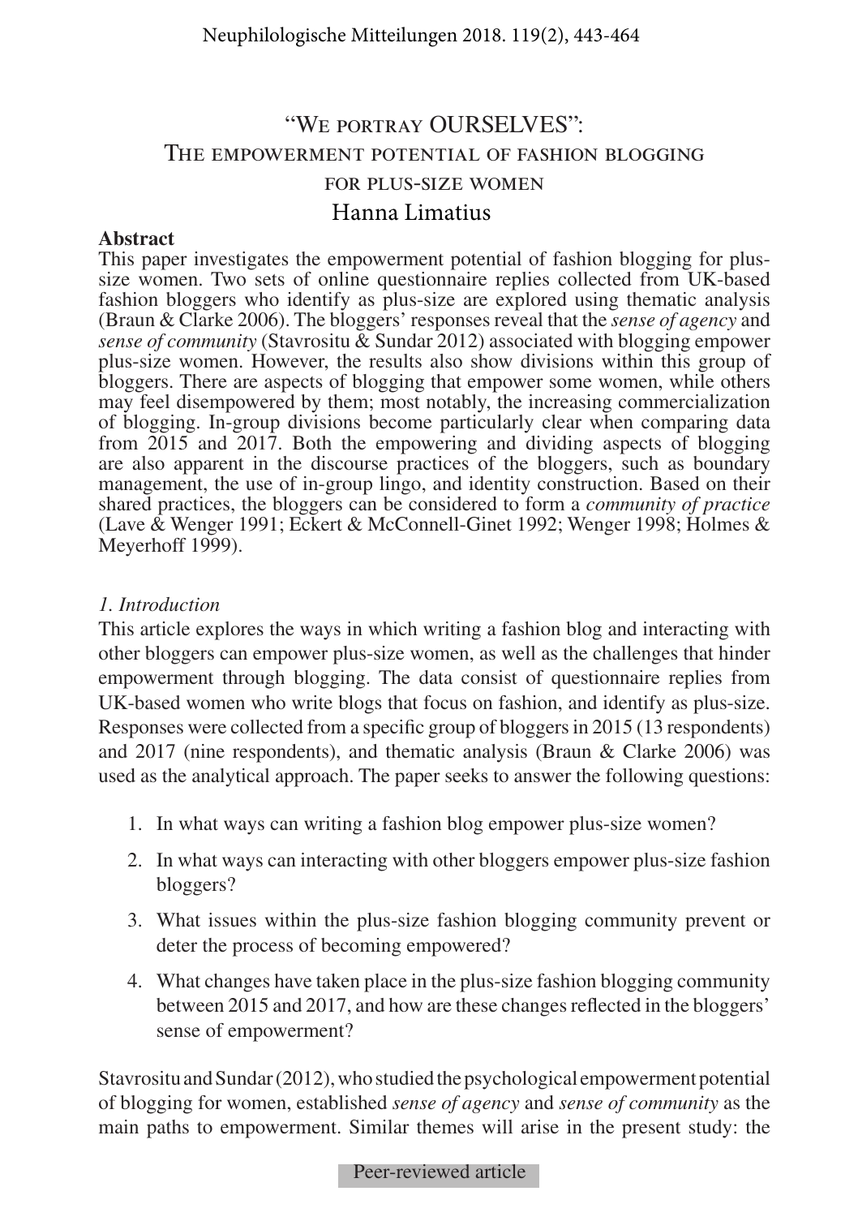# "We portray OURSELVES": The empowerment potential of fashion blogging for plus-size women

Hanna Limatius

**Abstract**

This paper investigates the empowerment potential of fashion blogging for plus-size women. Two sets of online questionnaire replies collected from UK-based fashion bloggers who identify as plus-size are explored using thematic analysis (Braun & Clarke 2006). The bloggers' responses reveal that the *sense of agency* and *sense of community* (Stavrositu & Sundar 2012) associated with blogging empower plus-size women. However, the results also show divisions within this group of bloggers. There are aspects of blogging that empower some women, while others may feel disempowered by them; most notably, the increasing commercialization of blogging. In-group divisions become particularly clear when comparing data from 2015 and 2017. Both the empowering and dividing aspects of blogging are also apparent in the discourse practices of the bloggers, such as boundary management, the use of in-group lingo, and identity construction. Based on their shared practices, the bloggers can be considered to form a *community of practice* (Lave & Wenger 1991; Eckert & McConnell-Ginet 1992; Wenger 1998; Holmes & Meyerhoff 1999).

## *1. Introduction*

This article explores the ways in which writing a fashion blog and interacting with other bloggers can empower plus-size women, as well as the challenges that hinder empowerment through blogging. The data consist of questionnaire replies from UK-based women who write blogs that focus on fashion, and identify as plus-size. Responses were collected from a specific group of bloggers in 2015 (13 respondents) and 2017 (nine respondents), and thematic analysis (Braun & Clarke 2006) was used as the analytical approach. The paper seeks to answer the following questions:

1. In what ways can writing a fashion blog empower plus-size women?
2. In what ways can interacting with other bloggers empower plus-size fashion bloggers?
3. What issues within the plus-size fashion blogging community prevent or deter the process of becoming empowered?
4. What changes have taken place in the plus-size fashion blogging community between 2015 and 2017, and how are these changes reflected in the bloggers' sense of empowerment?

Stavrositu and Sundar (2012), who studied the psychological empowerment potential of blogging for women, established *sense of agency* and *sense of community* as the main paths to empowerment. Similar themes will arise in the present study: the

Peer-reviewed article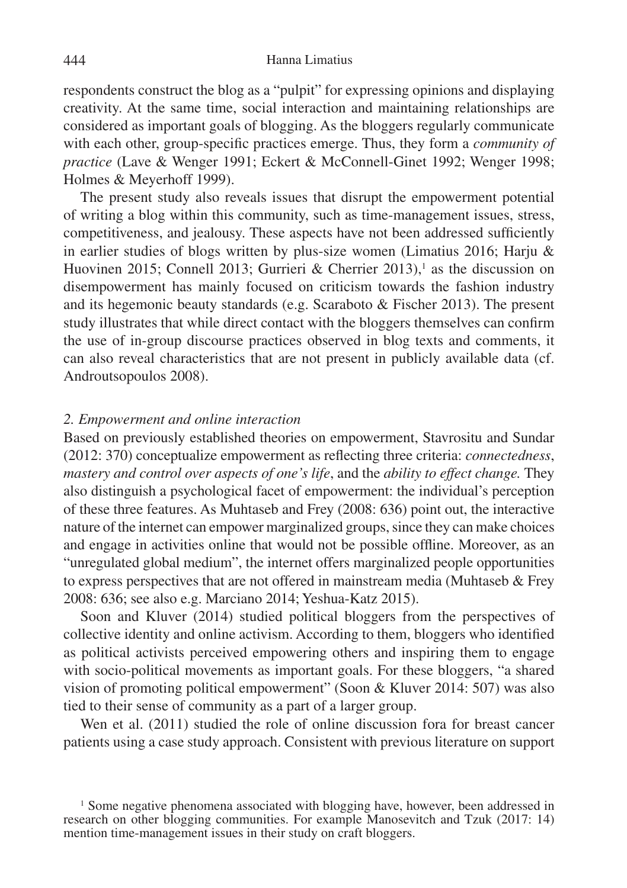respondents construct the blog as a "pulpit" for expressing opinions and displaying creativity. At the same time, social interaction and maintaining relationships are considered as important goals of blogging. As the bloggers regularly communicate with each other, group-specific practices emerge. Thus, they form a *community of practice* (Lave & Wenger 1991; Eckert & McConnell-Ginet 1992; Wenger 1998; Holmes & Meyerhoff 1999).

The present study also reveals issues that disrupt the empowerment potential of writing a blog within this community, such as time-management issues, stress, competitiveness, and jealousy. These aspects have not been addressed sufficiently in earlier studies of blogs written by plus-size women (Limatius 2016; Harju & Huovinen 2015; Connell 2013; Gurrieri & Cherrier 2013),[1] as the discussion on disempowerment has mainly focused on criticism towards the fashion industry and its hegemonic beauty standards (e.g. Scaraboto & Fischer 2013). The present study illustrates that while direct contact with the bloggers themselves can confirm the use of in-group discourse practices observed in blog texts and comments, it can also reveal characteristics that are not present in publicly available data (cf. Androutsopoulos 2008).

## *2. Empowerment and online interaction*

Based on previously established theories on empowerment, Stavrositu and Sundar (2012: 370) conceptualize empowerment as reflecting three criteria: *connectedness*, *mastery and control over aspects of one's life*, and the *ability to effect change.* They also distinguish a psychological facet of empowerment: the individual's perception of these three features. As Muhtaseb and Frey (2008: 636) point out, the interactive nature of the internet can empower marginalized groups, since they can make choices and engage in activities online that would not be possible offline. Moreover, as an "unregulated global medium", the internet offers marginalized people opportunities to express perspectives that are not offered in mainstream media (Muhtaseb & Frey 2008: 636; see also e.g. Marciano 2014; Yeshua-Katz 2015).

Soon and Kluver (2014) studied political bloggers from the perspectives of collective identity and online activism. According to them, bloggers who identified as political activists perceived empowering others and inspiring them to engage with socio-political movements as important goals. For these bloggers, "a shared vision of promoting political empowerment" (Soon & Kluver 2014: 507) was also tied to their sense of community as a part of a larger group.

Wen et al. (2011) studied the role of online discussion fora for breast cancer patients using a case study approach. Consistent with previous literature on support

[1] Some negative phenomena associated with blogging have, however, been addressed in research on other blogging communities. For example Manosevitch and Tzuk (2017: 14) mention time-management issues in their study on craft bloggers.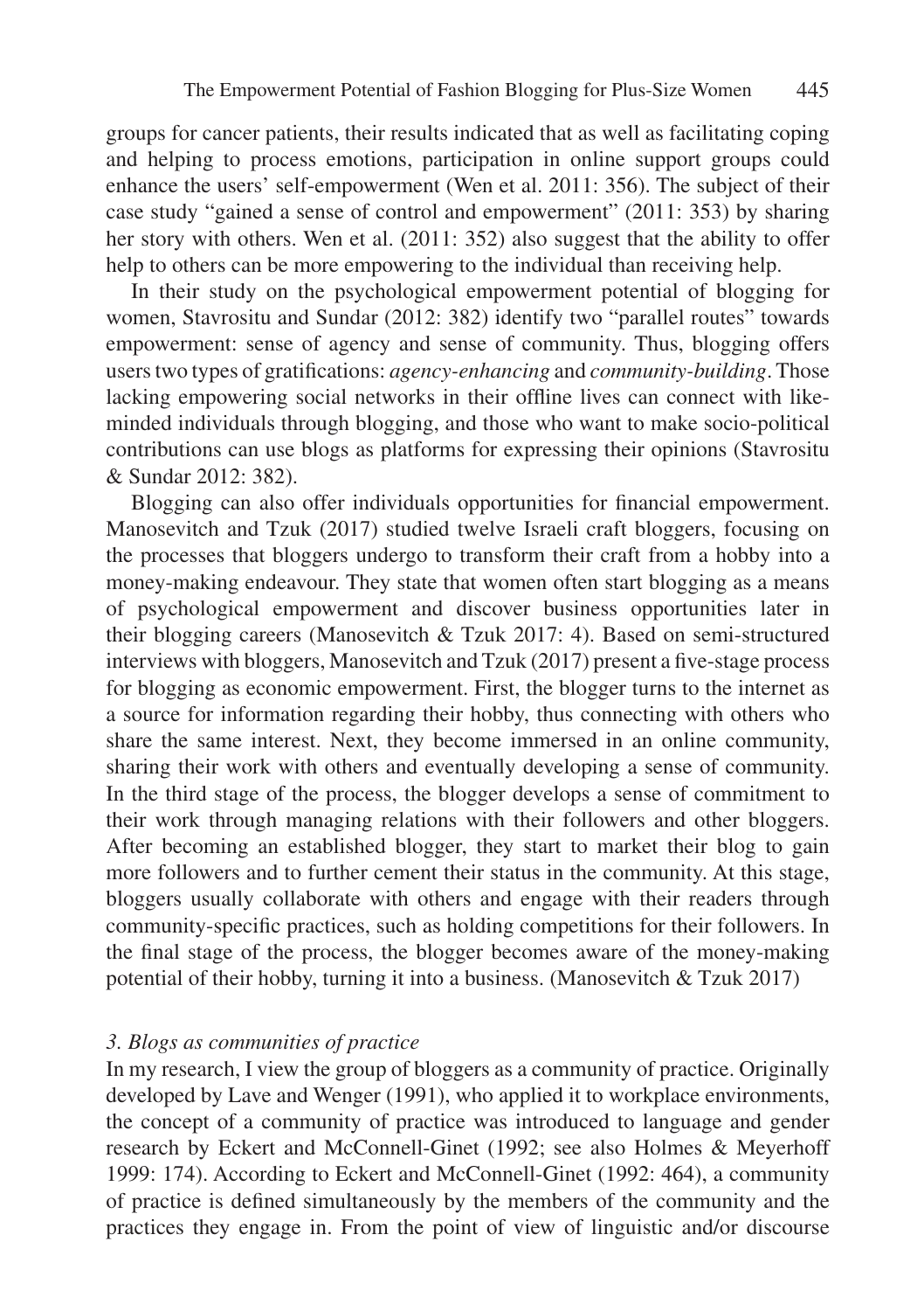groups for cancer patients, their results indicated that as well as facilitating coping and helping to process emotions, participation in online support groups could enhance the users' self-empowerment (Wen et al. 2011: 356). The subject of their case study "gained a sense of control and empowerment" (2011: 353) by sharing her story with others. Wen et al. (2011: 352) also suggest that the ability to offer help to others can be more empowering to the individual than receiving help.

In their study on the psychological empowerment potential of blogging for women, Stavrositu and Sundar (2012: 382) identify two "parallel routes" towards empowerment: sense of agency and sense of community. Thus, blogging offers users two types of gratifications: *agency-enhancing* and *community-building*. Those lacking empowering social networks in their offline lives can connect with like-minded individuals through blogging, and those who want to make socio-political contributions can use blogs as platforms for expressing their opinions (Stavrositu & Sundar 2012: 382).

Blogging can also offer individuals opportunities for financial empowerment. Manosevitch and Tzuk (2017) studied twelve Israeli craft bloggers, focusing on the processes that bloggers undergo to transform their craft from a hobby into a money-making endeavour. They state that women often start blogging as a means of psychological empowerment and discover business opportunities later in their blogging careers (Manosevitch & Tzuk 2017: 4). Based on semi-structured interviews with bloggers, Manosevitch and Tzuk (2017) present a five-stage process for blogging as economic empowerment. First, the blogger turns to the internet as a source for information regarding their hobby, thus connecting with others who share the same interest. Next, they become immersed in an online community, sharing their work with others and eventually developing a sense of community. In the third stage of the process, the blogger develops a sense of commitment to their work through managing relations with their followers and other bloggers. After becoming an established blogger, they start to market their blog to gain more followers and to further cement their status in the community. At this stage, bloggers usually collaborate with others and engage with their readers through community-specific practices, such as holding competitions for their followers. In the final stage of the process, the blogger becomes aware of the money-making potential of their hobby, turning it into a business. (Manosevitch & Tzuk 2017)

### *3. Blogs as communities of practice*

In my research, I view the group of bloggers as a community of practice. Originally developed by Lave and Wenger (1991), who applied it to workplace environments, the concept of a community of practice was introduced to language and gender research by Eckert and McConnell-Ginet (1992; see also Holmes & Meyerhoff 1999: 174). According to Eckert and McConnell-Ginet (1992: 464), a community of practice is defined simultaneously by the members of the community and the practices they engage in. From the point of view of linguistic and/or discourse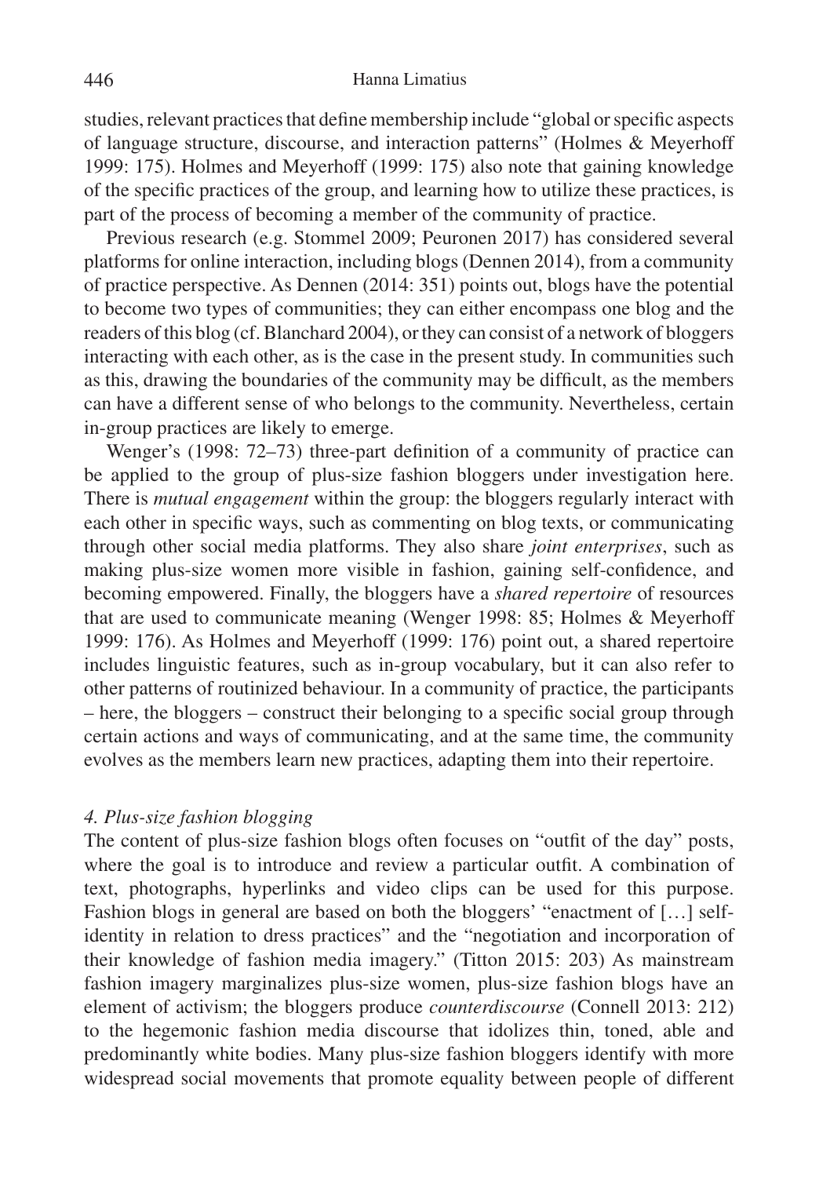studies, relevant practices that define membership include "global or specific aspects of language structure, discourse, and interaction patterns" (Holmes & Meyerhoff 1999: 175). Holmes and Meyerhoff (1999: 175) also note that gaining knowledge of the specific practices of the group, and learning how to utilize these practices, is part of the process of becoming a member of the community of practice.

Previous research (e.g. Stommel 2009; Peuronen 2017) has considered several platforms for online interaction, including blogs (Dennen 2014), from a community of practice perspective. As Dennen (2014: 351) points out, blogs have the potential to become two types of communities; they can either encompass one blog and the readers of this blog (cf. Blanchard 2004), or they can consist of a network of bloggers interacting with each other, as is the case in the present study. In communities such as this, drawing the boundaries of the community may be difficult, as the members can have a different sense of who belongs to the community. Nevertheless, certain in-group practices are likely to emerge.

Wenger's (1998: 72–73) three-part definition of a community of practice can be applied to the group of plus-size fashion bloggers under investigation here. There is *mutual engagement* within the group: the bloggers regularly interact with each other in specific ways, such as commenting on blog texts, or communicating through other social media platforms. They also share *joint enterprises*, such as making plus-size women more visible in fashion, gaining self-confidence, and becoming empowered. Finally, the bloggers have a *shared repertoire* of resources that are used to communicate meaning (Wenger 1998: 85; Holmes & Meyerhoff 1999: 176). As Holmes and Meyerhoff (1999: 176) point out, a shared repertoire includes linguistic features, such as in-group vocabulary, but it can also refer to other patterns of routinized behaviour. In a community of practice, the participants – here, the bloggers – construct their belonging to a specific social group through certain actions and ways of communicating, and at the same time, the community evolves as the members learn new practices, adapting them into their repertoire.

## *4. Plus-size fashion blogging*

The content of plus-size fashion blogs often focuses on "outfit of the day" posts, where the goal is to introduce and review a particular outfit. A combination of text, photographs, hyperlinks and video clips can be used for this purpose. Fashion blogs in general are based on both the bloggers' "enactment of […] self-identity in relation to dress practices" and the "negotiation and incorporation of their knowledge of fashion media imagery." (Titton 2015: 203) As mainstream fashion imagery marginalizes plus-size women, plus-size fashion blogs have an element of activism; the bloggers produce *counterdiscourse* (Connell 2013: 212) to the hegemonic fashion media discourse that idolizes thin, toned, able and predominantly white bodies. Many plus-size fashion bloggers identify with more widespread social movements that promote equality between people of different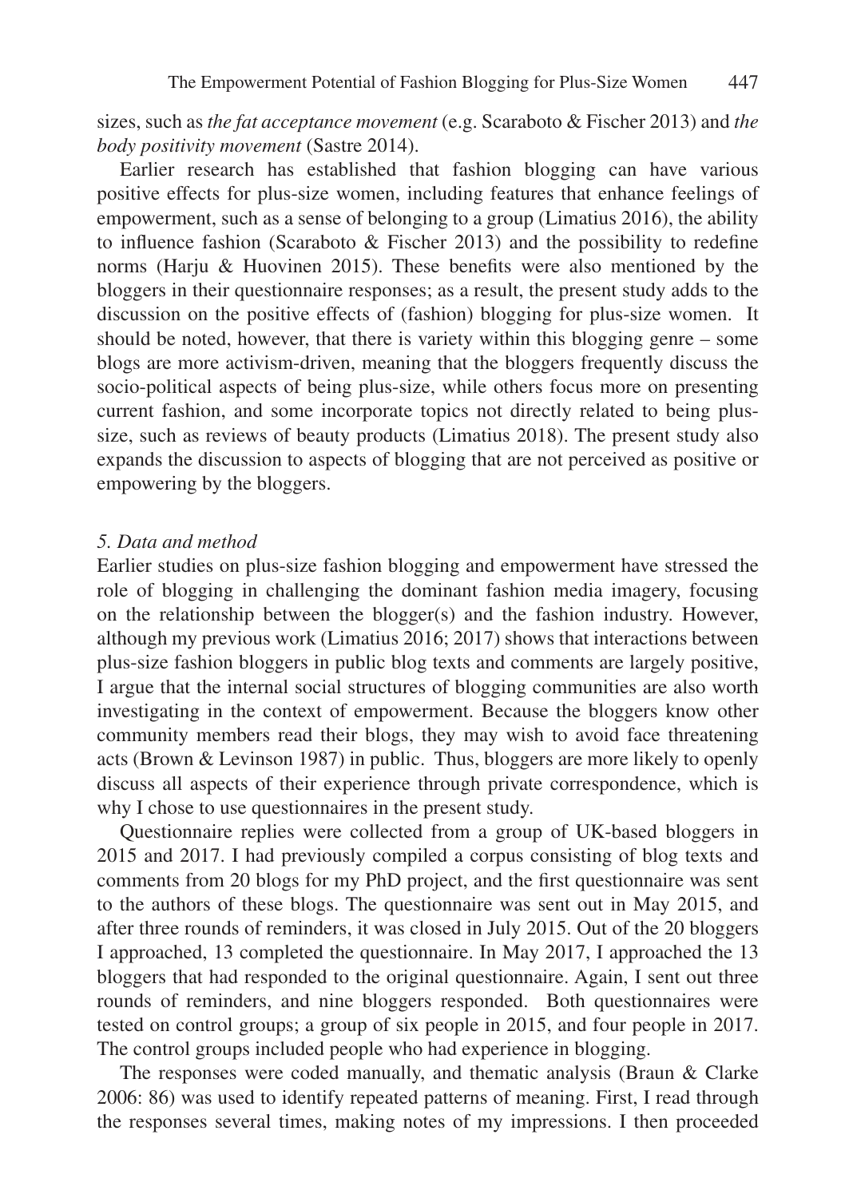sizes, such as *the fat acceptance movement* (e.g. Scaraboto & Fischer 2013) and *the body positivity movement* (Sastre 2014).

Earlier research has established that fashion blogging can have various positive effects for plus-size women, including features that enhance feelings of empowerment, such as a sense of belonging to a group (Limatius 2016), the ability to influence fashion (Scaraboto & Fischer 2013) and the possibility to redefine norms (Harju & Huovinen 2015). These benefits were also mentioned by the bloggers in their questionnaire responses; as a result, the present study adds to the discussion on the positive effects of (fashion) blogging for plus-size women. It should be noted, however, that there is variety within this blogging genre – some blogs are more activism-driven, meaning that the bloggers frequently discuss the socio-political aspects of being plus-size, while others focus more on presenting current fashion, and some incorporate topics not directly related to being plus-size, such as reviews of beauty products (Limatius 2018). The present study also expands the discussion to aspects of blogging that are not perceived as positive or empowering by the bloggers.

## *5. Data and method*

Earlier studies on plus-size fashion blogging and empowerment have stressed the role of blogging in challenging the dominant fashion media imagery, focusing on the relationship between the blogger(s) and the fashion industry. However, although my previous work (Limatius 2016; 2017) shows that interactions between plus-size fashion bloggers in public blog texts and comments are largely positive, I argue that the internal social structures of blogging communities are also worth investigating in the context of empowerment. Because the bloggers know other community members read their blogs, they may wish to avoid face threatening acts (Brown & Levinson 1987) in public. Thus, bloggers are more likely to openly discuss all aspects of their experience through private correspondence, which is why I chose to use questionnaires in the present study.

Questionnaire replies were collected from a group of UK-based bloggers in 2015 and 2017. I had previously compiled a corpus consisting of blog texts and comments from 20 blogs for my PhD project, and the first questionnaire was sent to the authors of these blogs. The questionnaire was sent out in May 2015, and after three rounds of reminders, it was closed in July 2015. Out of the 20 bloggers I approached, 13 completed the questionnaire. In May 2017, I approached the 13 bloggers that had responded to the original questionnaire. Again, I sent out three rounds of reminders, and nine bloggers responded. Both questionnaires were tested on control groups; a group of six people in 2015, and four people in 2017. The control groups included people who had experience in blogging.

The responses were coded manually, and thematic analysis (Braun & Clarke 2006: 86) was used to identify repeated patterns of meaning. First, I read through the responses several times, making notes of my impressions. I then proceeded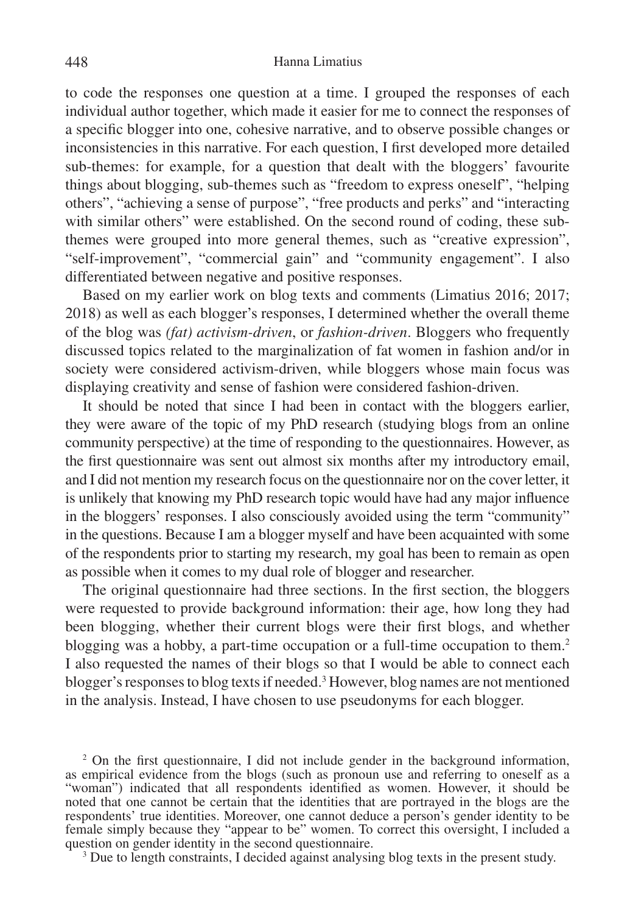to code the responses one question at a time. I grouped the responses of each individual author together, which made it easier for me to connect the responses of a specific blogger into one, cohesive narrative, and to observe possible changes or inconsistencies in this narrative. For each question, I first developed more detailed sub-themes: for example, for a question that dealt with the bloggers' favourite things about blogging, sub-themes such as "freedom to express oneself", "helping others", "achieving a sense of purpose", "free products and perks" and "interacting with similar others" were established. On the second round of coding, these sub-themes were grouped into more general themes, such as "creative expression", "self-improvement", "commercial gain" and "community engagement". I also differentiated between negative and positive responses.

Based on my earlier work on blog texts and comments (Limatius 2016; 2017; 2018) as well as each blogger's responses, I determined whether the overall theme of the blog was *(fat) activism-driven*, or *fashion-driven*. Bloggers who frequently discussed topics related to the marginalization of fat women in fashion and/or in society were considered activism-driven, while bloggers whose main focus was displaying creativity and sense of fashion were considered fashion-driven.

It should be noted that since I had been in contact with the bloggers earlier, they were aware of the topic of my PhD research (studying blogs from an online community perspective) at the time of responding to the questionnaires. However, as the first questionnaire was sent out almost six months after my introductory email, and I did not mention my research focus on the questionnaire nor on the cover letter, it is unlikely that knowing my PhD research topic would have had any major influence in the bloggers' responses. I also consciously avoided using the term "community" in the questions. Because I am a blogger myself and have been acquainted with some of the respondents prior to starting my research, my goal has been to remain as open as possible when it comes to my dual role of blogger and researcher.

The original questionnaire had three sections. In the first section, the bloggers were requested to provide background information: their age, how long they had been blogging, whether their current blogs were their first blogs, and whether blogging was a hobby, a part-time occupation or a full-time occupation to them.[2] I also requested the names of their blogs so that I would be able to connect each blogger's responses to blog texts if needed.[3] However, blog names are not mentioned in the analysis. Instead, I have chosen to use pseudonyms for each blogger.

[2] On the first questionnaire, I did not include gender in the background information, as empirical evidence from the blogs (such as pronoun use and referring to oneself as a "woman") indicated that all respondents identified as women. However, it should be noted that one cannot be certain that the identities that are portrayed in the blogs are the respondents' true identities. Moreover, one cannot deduce a person's gender identity to be female simply because they "appear to be" women. To correct this oversight, I included a question on gender identity in the second questionnaire.

[3] Due to length constraints, I decided against analysing blog texts in the present study.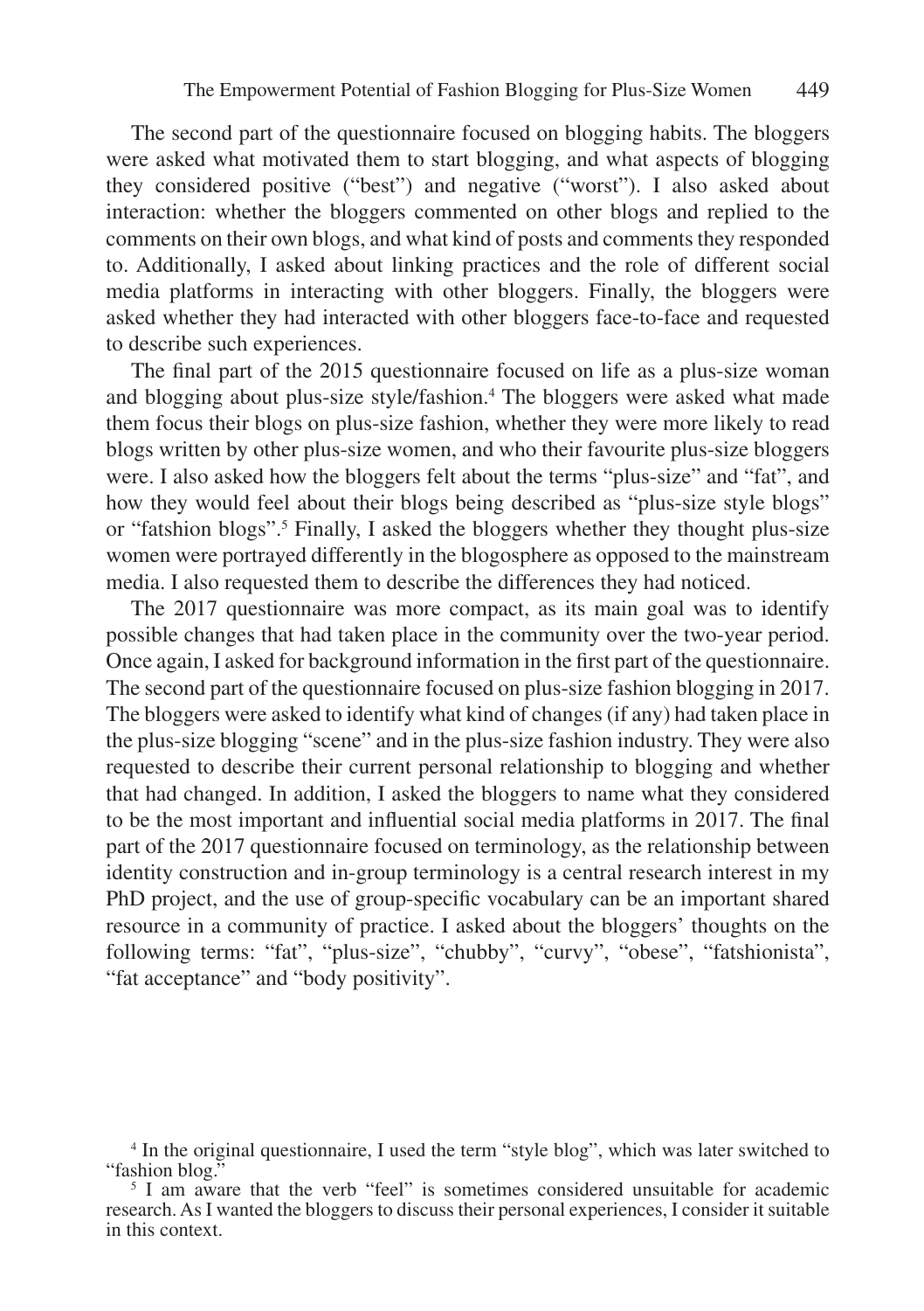The second part of the questionnaire focused on blogging habits. The bloggers were asked what motivated them to start blogging, and what aspects of blogging they considered positive ("best") and negative ("worst"). I also asked about interaction: whether the bloggers commented on other blogs and replied to the comments on their own blogs, and what kind of posts and comments they responded to. Additionally, I asked about linking practices and the role of different social media platforms in interacting with other bloggers. Finally, the bloggers were asked whether they had interacted with other bloggers face-to-face and requested to describe such experiences.

The final part of the 2015 questionnaire focused on life as a plus-size woman and blogging about plus-size style/fashion.[4] The bloggers were asked what made them focus their blogs on plus-size fashion, whether they were more likely to read blogs written by other plus-size women, and who their favourite plus-size bloggers were. I also asked how the bloggers felt about the terms "plus-size" and "fat", and how they would feel about their blogs being described as "plus-size style blogs" or "fatshion blogs".[5] Finally, I asked the bloggers whether they thought plus-size women were portrayed differently in the blogosphere as opposed to the mainstream media. I also requested them to describe the differences they had noticed.

The 2017 questionnaire was more compact, as its main goal was to identify possible changes that had taken place in the community over the two-year period. Once again, I asked for background information in the first part of the questionnaire. The second part of the questionnaire focused on plus-size fashion blogging in 2017. The bloggers were asked to identify what kind of changes (if any) had taken place in the plus-size blogging "scene" and in the plus-size fashion industry. They were also requested to describe their current personal relationship to blogging and whether that had changed. In addition, I asked the bloggers to name what they considered to be the most important and influential social media platforms in 2017. The final part of the 2017 questionnaire focused on terminology, as the relationship between identity construction and in-group terminology is a central research interest in my PhD project, and the use of group-specific vocabulary can be an important shared resource in a community of practice. I asked about the bloggers' thoughts on the following terms: "fat", "plus-size", "chubby", "curvy", "obese", "fatshionista", "fat acceptance" and "body positivity".

[4] In the original questionnaire, I used the term "style blog", which was later switched to "fashion blog."

[5] I am aware that the verb "feel" is sometimes considered unsuitable for academic research. As I wanted the bloggers to discuss their personal experiences, I consider it suitable in this context.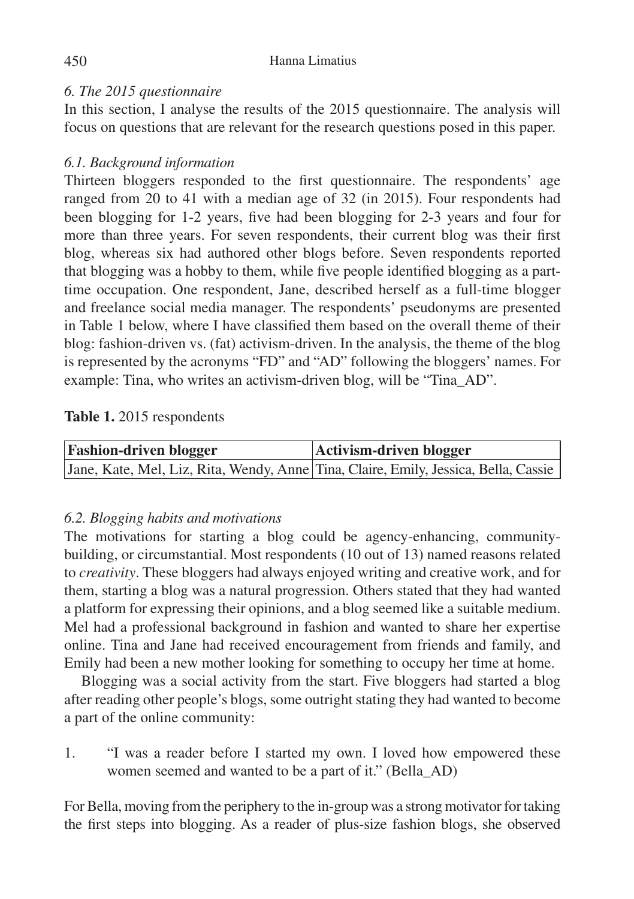### 6. The 2015 questionnaire

In this section, I analyse the results of the 2015 questionnaire. The analysis will focus on questions that are relevant for the research questions posed in this paper.

#### 6.1. Background information

Thirteen bloggers responded to the first questionnaire. The respondents' age ranged from 20 to 41 with a median age of 32 (in 2015). Four respondents had been blogging for 1-2 years, five had been blogging for 2-3 years and four for more than three years. For seven respondents, their current blog was their first blog, whereas six had authored other blogs before. Seven respondents reported that blogging was a hobby to them, while five people identified blogging as a part-time occupation. One respondent, Jane, described herself as a full-time blogger and freelance social media manager. The respondents' pseudonyms are presented in Table 1 below, where I have classified them based on the overall theme of their blog: fashion-driven vs. (fat) activism-driven. In the analysis, the theme of the blog is represented by the acronyms "FD" and "AD" following the bloggers' names. For example: Tina, who writes an activism-driven blog, will be "Tina_AD".

**Table 1.** 2015 respondents

| **Fashion-driven blogger** | **Activism-driven blogger** |
|---|---|
| Jane, Kate, Mel, Liz, Rita, Wendy, Anne | Tina, Claire, Emily, Jessica, Bella, Cassie |

#### 6.2. Blogging habits and motivations

The motivations for starting a blog could be agency-enhancing, community-building, or circumstantial. Most respondents (10 out of 13) named reasons related to *creativity*. These bloggers had always enjoyed writing and creative work, and for them, starting a blog was a natural progression. Others stated that they had wanted a platform for expressing their opinions, and a blog seemed like a suitable medium. Mel had a professional background in fashion and wanted to share her expertise online. Tina and Jane had received encouragement from friends and family, and Emily had been a new mother looking for something to occupy her time at home.

Blogging was a social activity from the start. Five bloggers had started a blog after reading other people's blogs, some outright stating they had wanted to become a part of the online community:

1. "I was a reader before I started my own. I loved how empowered these women seemed and wanted to be a part of it." (Bella_AD)

For Bella, moving from the periphery to the in-group was a strong motivator for taking the first steps into blogging. As a reader of plus-size fashion blogs, she observed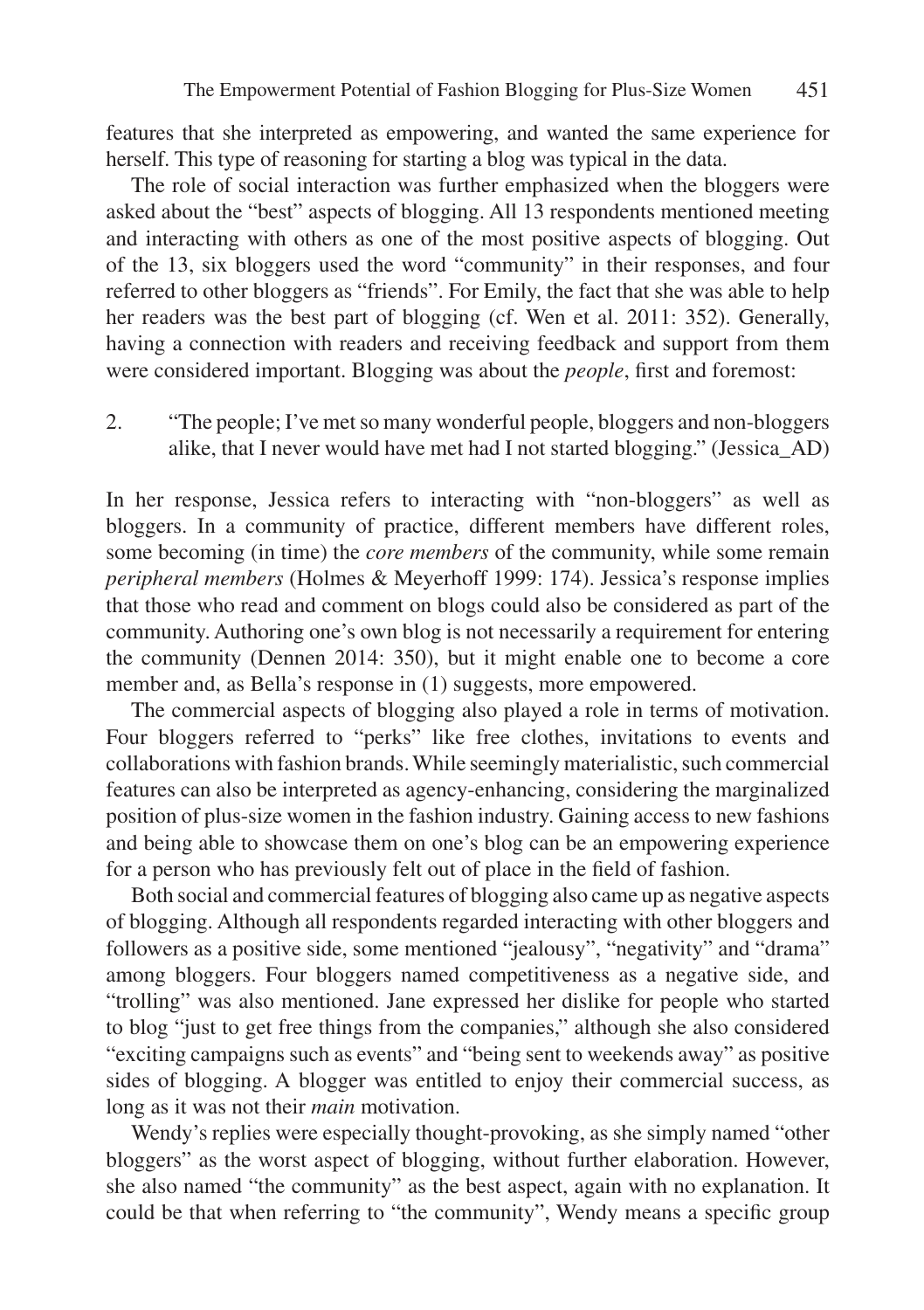features that she interpreted as empowering, and wanted the same experience for herself. This type of reasoning for starting a blog was typical in the data.

The role of social interaction was further emphasized when the bloggers were asked about the "best" aspects of blogging. All 13 respondents mentioned meeting and interacting with others as one of the most positive aspects of blogging. Out of the 13, six bloggers used the word "community" in their responses, and four referred to other bloggers as "friends". For Emily, the fact that she was able to help her readers was the best part of blogging (cf. Wen et al. 2011: 352). Generally, having a connection with readers and receiving feedback and support from them were considered important. Blogging was about the *people*, first and foremost:

2. "The people; I've met so many wonderful people, bloggers and non-bloggers alike, that I never would have met had I not started blogging." (Jessica_AD)

In her response, Jessica refers to interacting with "non-bloggers" as well as bloggers. In a community of practice, different members have different roles, some becoming (in time) the *core members* of the community, while some remain *peripheral members* (Holmes & Meyerhoff 1999: 174). Jessica's response implies that those who read and comment on blogs could also be considered as part of the community. Authoring one's own blog is not necessarily a requirement for entering the community (Dennen 2014: 350), but it might enable one to become a core member and, as Bella's response in (1) suggests, more empowered.

The commercial aspects of blogging also played a role in terms of motivation. Four bloggers referred to "perks" like free clothes, invitations to events and collaborations with fashion brands. While seemingly materialistic, such commercial features can also be interpreted as agency-enhancing, considering the marginalized position of plus-size women in the fashion industry. Gaining access to new fashions and being able to showcase them on one's blog can be an empowering experience for a person who has previously felt out of place in the field of fashion.

Both social and commercial features of blogging also came up as negative aspects of blogging. Although all respondents regarded interacting with other bloggers and followers as a positive side, some mentioned "jealousy", "negativity" and "drama" among bloggers. Four bloggers named competitiveness as a negative side, and "trolling" was also mentioned. Jane expressed her dislike for people who started to blog "just to get free things from the companies," although she also considered "exciting campaigns such as events" and "being sent to weekends away" as positive sides of blogging. A blogger was entitled to enjoy their commercial success, as long as it was not their *main* motivation.

Wendy's replies were especially thought-provoking, as she simply named "other bloggers" as the worst aspect of blogging, without further elaboration. However, she also named "the community" as the best aspect, again with no explanation. It could be that when referring to "the community", Wendy means a specific group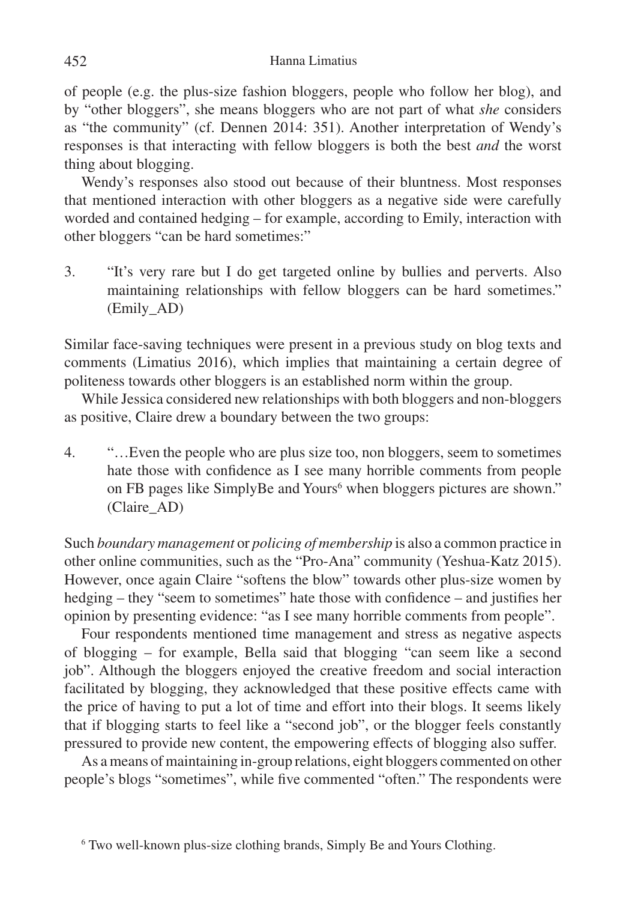of people (e.g. the plus-size fashion bloggers, people who follow her blog), and by "other bloggers", she means bloggers who are not part of what *she* considers as "the community" (cf. Dennen 2014: 351). Another interpretation of Wendy's responses is that interacting with fellow bloggers is both the best *and* the worst thing about blogging.

Wendy's responses also stood out because of their bluntness. Most responses that mentioned interaction with other bloggers as a negative side were carefully worded and contained hedging – for example, according to Emily, interaction with other bloggers "can be hard sometimes:"

3. "It's very rare but I do get targeted online by bullies and perverts. Also maintaining relationships with fellow bloggers can be hard sometimes." (Emily_AD)

Similar face-saving techniques were present in a previous study on blog texts and comments (Limatius 2016), which implies that maintaining a certain degree of politeness towards other bloggers is an established norm within the group.

While Jessica considered new relationships with both bloggers and non-bloggers as positive, Claire drew a boundary between the two groups:

4. "…Even the people who are plus size too, non bloggers, seem to sometimes hate those with confidence as I see many horrible comments from people on FB pages like SimplyBe and Yours[6] when bloggers pictures are shown." (Claire_AD)

Such *boundary management* or *policing of membership* is also a common practice in other online communities, such as the "Pro-Ana" community (Yeshua-Katz 2015). However, once again Claire "softens the blow" towards other plus-size women by hedging – they "seem to sometimes" hate those with confidence – and justifies her opinion by presenting evidence: "as I see many horrible comments from people".

Four respondents mentioned time management and stress as negative aspects of blogging – for example, Bella said that blogging "can seem like a second job". Although the bloggers enjoyed the creative freedom and social interaction facilitated by blogging, they acknowledged that these positive effects came with the price of having to put a lot of time and effort into their blogs. It seems likely that if blogging starts to feel like a "second job", or the blogger feels constantly pressured to provide new content, the empowering effects of blogging also suffer.

As a means of maintaining in-group relations, eight bloggers commented on other people's blogs "sometimes", while five commented "often." The respondents were

[6] Two well-known plus-size clothing brands, Simply Be and Yours Clothing.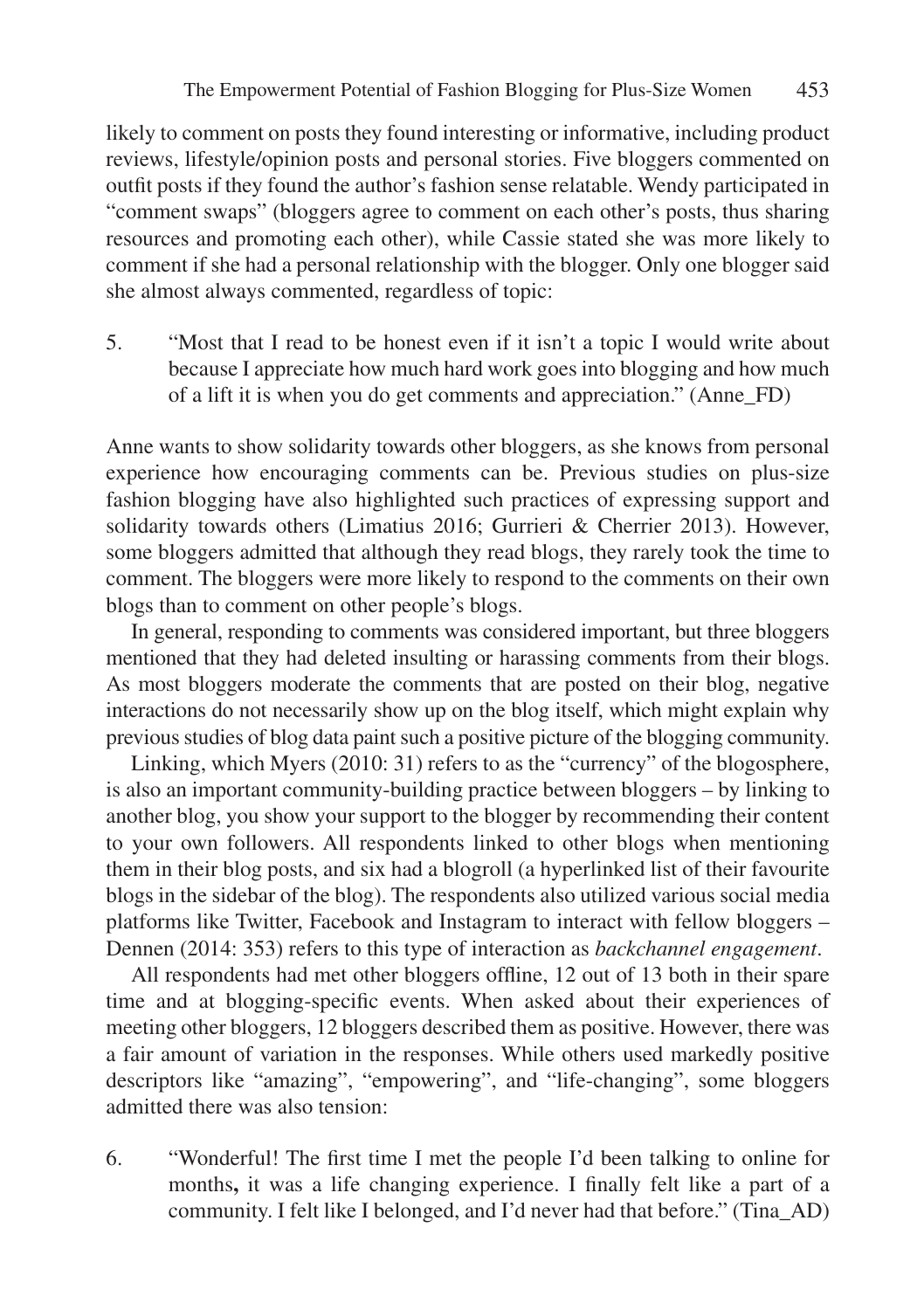likely to comment on posts they found interesting or informative, including product reviews, lifestyle/opinion posts and personal stories. Five bloggers commented on outfit posts if they found the author's fashion sense relatable. Wendy participated in "comment swaps" (bloggers agree to comment on each other's posts, thus sharing resources and promoting each other), while Cassie stated she was more likely to comment if she had a personal relationship with the blogger. Only one blogger said she almost always commented, regardless of topic:

5. "Most that I read to be honest even if it isn't a topic I would write about because I appreciate how much hard work goes into blogging and how much of a lift it is when you do get comments and appreciation." (Anne_FD)

Anne wants to show solidarity towards other bloggers, as she knows from personal experience how encouraging comments can be. Previous studies on plus-size fashion blogging have also highlighted such practices of expressing support and solidarity towards others (Limatius 2016; Gurrieri & Cherrier 2013). However, some bloggers admitted that although they read blogs, they rarely took the time to comment. The bloggers were more likely to respond to the comments on their own blogs than to comment on other people's blogs.

In general, responding to comments was considered important, but three bloggers mentioned that they had deleted insulting or harassing comments from their blogs. As most bloggers moderate the comments that are posted on their blog, negative interactions do not necessarily show up on the blog itself, which might explain why previous studies of blog data paint such a positive picture of the blogging community.

Linking, which Myers (2010: 31) refers to as the "currency" of the blogosphere, is also an important community-building practice between bloggers – by linking to another blog, you show your support to the blogger by recommending their content to your own followers. All respondents linked to other blogs when mentioning them in their blog posts, and six had a blogroll (a hyperlinked list of their favourite blogs in the sidebar of the blog). The respondents also utilized various social media platforms like Twitter, Facebook and Instagram to interact with fellow bloggers – Dennen (2014: 353) refers to this type of interaction as *backchannel engagement*.

All respondents had met other bloggers offline, 12 out of 13 both in their spare time and at blogging-specific events. When asked about their experiences of meeting other bloggers, 12 bloggers described them as positive. However, there was a fair amount of variation in the responses. While others used markedly positive descriptors like "amazing", "empowering", and "life-changing", some bloggers admitted there was also tension:

6. "Wonderful! The first time I met the people I'd been talking to online for months, it was a life changing experience. I finally felt like a part of a community. I felt like I belonged, and I'd never had that before." (Tina_AD)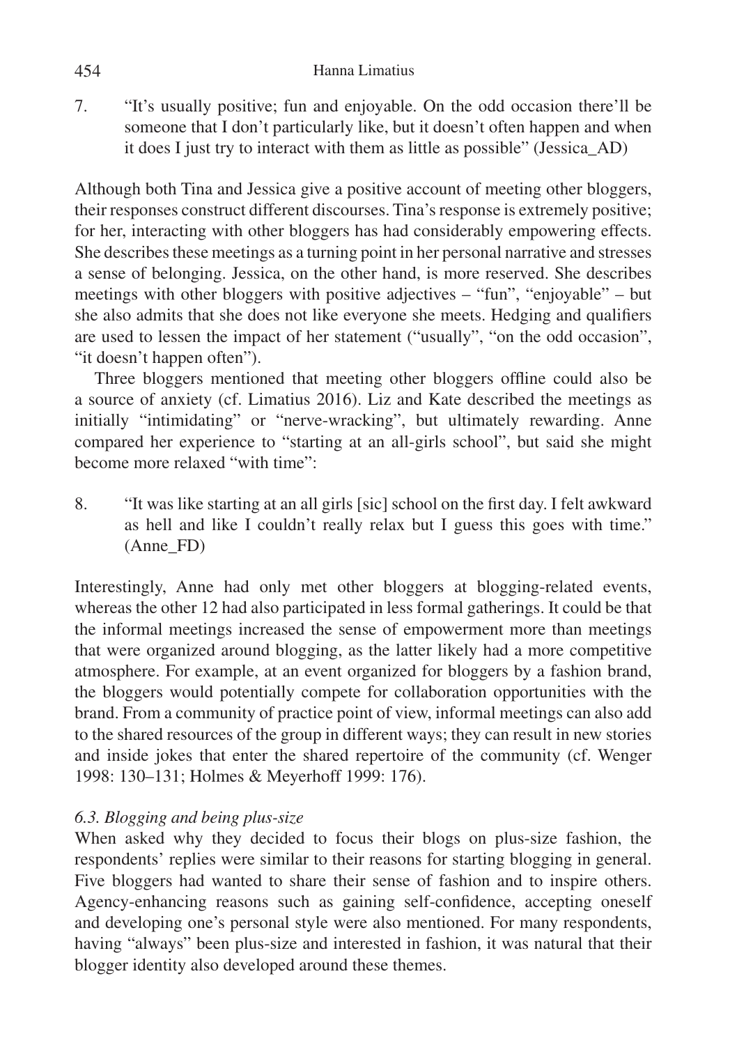7. "It's usually positive; fun and enjoyable. On the odd occasion there'll be someone that I don't particularly like, but it doesn't often happen and when it does I just try to interact with them as little as possible" (Jessica_AD)

Although both Tina and Jessica give a positive account of meeting other bloggers, their responses construct different discourses. Tina's response is extremely positive; for her, interacting with other bloggers has had considerably empowering effects. She describes these meetings as a turning point in her personal narrative and stresses a sense of belonging. Jessica, on the other hand, is more reserved. She describes meetings with other bloggers with positive adjectives – "fun", "enjoyable" – but she also admits that she does not like everyone she meets. Hedging and qualifiers are used to lessen the impact of her statement ("usually", "on the odd occasion", "it doesn't happen often").

Three bloggers mentioned that meeting other bloggers offline could also be a source of anxiety (cf. Limatius 2016). Liz and Kate described the meetings as initially "intimidating" or "nerve-wracking", but ultimately rewarding. Anne compared her experience to "starting at an all-girls school", but said she might become more relaxed "with time":

8. "It was like starting at an all girls [sic] school on the first day. I felt awkward as hell and like I couldn't really relax but I guess this goes with time." (Anne_FD)

Interestingly, Anne had only met other bloggers at blogging-related events, whereas the other 12 had also participated in less formal gatherings. It could be that the informal meetings increased the sense of empowerment more than meetings that were organized around blogging, as the latter likely had a more competitive atmosphere. For example, at an event organized for bloggers by a fashion brand, the bloggers would potentially compete for collaboration opportunities with the brand. From a community of practice point of view, informal meetings can also add to the shared resources of the group in different ways; they can result in new stories and inside jokes that enter the shared repertoire of the community (cf. Wenger 1998: 130–131; Holmes & Meyerhoff 1999: 176).

### *6.3. Blogging and being plus-size*

When asked why they decided to focus their blogs on plus-size fashion, the respondents' replies were similar to their reasons for starting blogging in general. Five bloggers had wanted to share their sense of fashion and to inspire others. Agency-enhancing reasons such as gaining self-confidence, accepting oneself and developing one's personal style were also mentioned. For many respondents, having "always" been plus-size and interested in fashion, it was natural that their blogger identity also developed around these themes.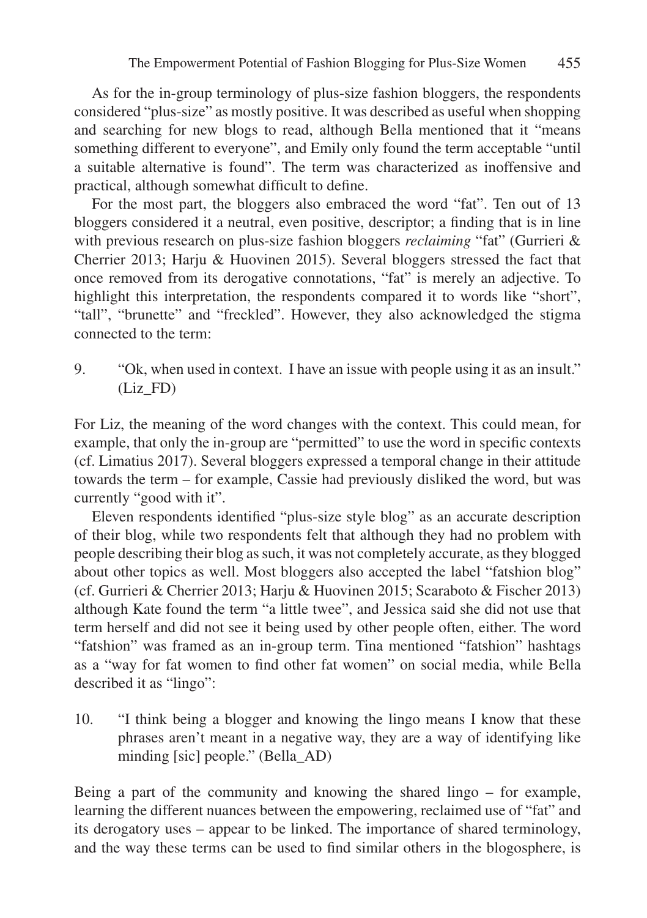As for the in-group terminology of plus-size fashion bloggers, the respondents considered "plus-size" as mostly positive. It was described as useful when shopping and searching for new blogs to read, although Bella mentioned that it "means something different to everyone", and Emily only found the term acceptable "until a suitable alternative is found". The term was characterized as inoffensive and practical, although somewhat difficult to define.

For the most part, the bloggers also embraced the word "fat". Ten out of 13 bloggers considered it a neutral, even positive, descriptor; a finding that is in line with previous research on plus-size fashion bloggers *reclaiming* "fat" (Gurrieri & Cherrier 2013; Harju & Huovinen 2015). Several bloggers stressed the fact that once removed from its derogative connotations, "fat" is merely an adjective. To highlight this interpretation, the respondents compared it to words like "short", "tall", "brunette" and "freckled". However, they also acknowledged the stigma connected to the term:

9. "Ok, when used in context. I have an issue with people using it as an insult." (Liz_FD)

For Liz, the meaning of the word changes with the context. This could mean, for example, that only the in-group are "permitted" to use the word in specific contexts (cf. Limatius 2017). Several bloggers expressed a temporal change in their attitude towards the term – for example, Cassie had previously disliked the word, but was currently "good with it".

Eleven respondents identified "plus-size style blog" as an accurate description of their blog, while two respondents felt that although they had no problem with people describing their blog as such, it was not completely accurate, as they blogged about other topics as well. Most bloggers also accepted the label "fatshion blog" (cf. Gurrieri & Cherrier 2013; Harju & Huovinen 2015; Scaraboto & Fischer 2013) although Kate found the term "a little twee", and Jessica said she did not use that term herself and did not see it being used by other people often, either. The word "fatshion" was framed as an in-group term. Tina mentioned "fatshion" hashtags as a "way for fat women to find other fat women" on social media, while Bella described it as "lingo":

10. "I think being a blogger and knowing the lingo means I know that these phrases aren't meant in a negative way, they are a way of identifying like minding [sic] people." (Bella_AD)

Being a part of the community and knowing the shared lingo – for example, learning the different nuances between the empowering, reclaimed use of "fat" and its derogatory uses – appear to be linked. The importance of shared terminology, and the way these terms can be used to find similar others in the blogosphere, is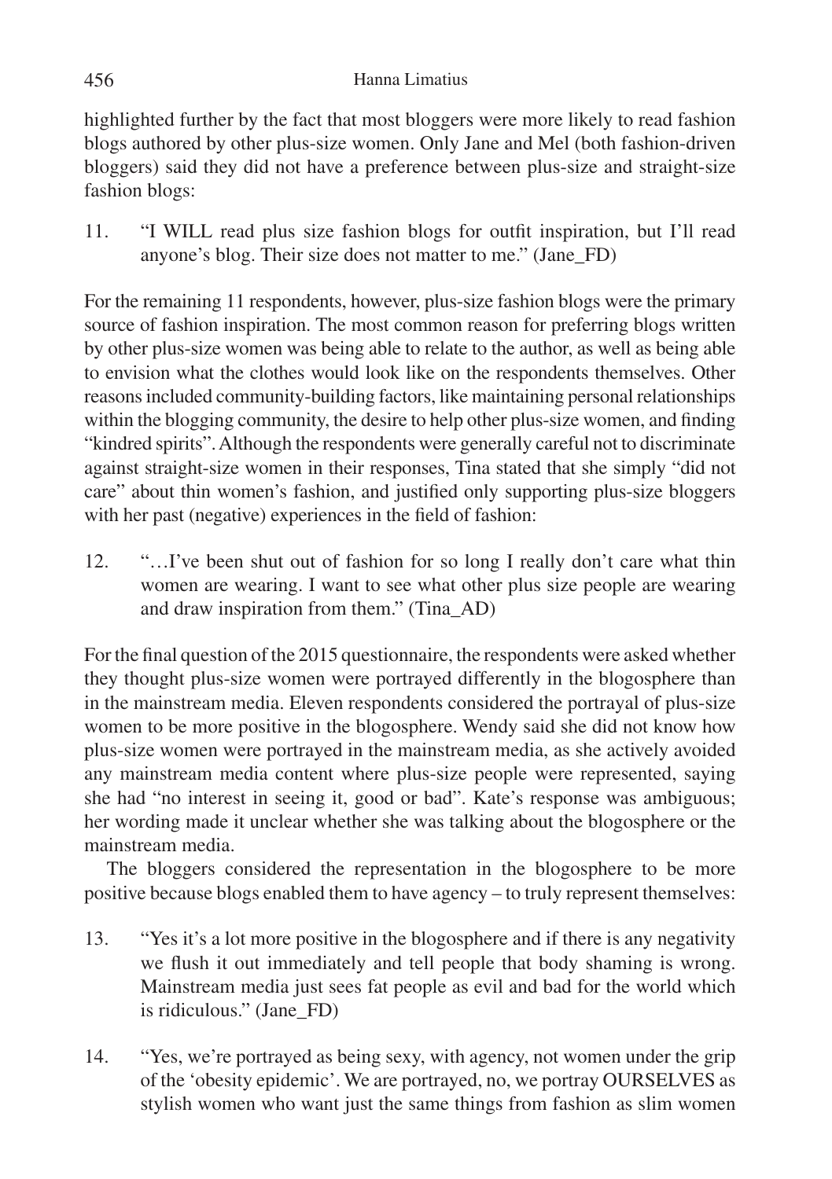highlighted further by the fact that most bloggers were more likely to read fashion blogs authored by other plus-size women. Only Jane and Mel (both fashion-driven bloggers) said they did not have a preference between plus-size and straight-size fashion blogs:

11. "I WILL read plus size fashion blogs for outfit inspiration, but I'll read anyone's blog. Their size does not matter to me." (Jane_FD)

For the remaining 11 respondents, however, plus-size fashion blogs were the primary source of fashion inspiration. The most common reason for preferring blogs written by other plus-size women was being able to relate to the author, as well as being able to envision what the clothes would look like on the respondents themselves. Other reasons included community-building factors, like maintaining personal relationships within the blogging community, the desire to help other plus-size women, and finding "kindred spirits". Although the respondents were generally careful not to discriminate against straight-size women in their responses, Tina stated that she simply "did not care" about thin women's fashion, and justified only supporting plus-size bloggers with her past (negative) experiences in the field of fashion:

12. "…I've been shut out of fashion for so long I really don't care what thin women are wearing. I want to see what other plus size people are wearing and draw inspiration from them." (Tina_AD)

For the final question of the 2015 questionnaire, the respondents were asked whether they thought plus-size women were portrayed differently in the blogosphere than in the mainstream media. Eleven respondents considered the portrayal of plus-size women to be more positive in the blogosphere. Wendy said she did not know how plus-size women were portrayed in the mainstream media, as she actively avoided any mainstream media content where plus-size people were represented, saying she had "no interest in seeing it, good or bad". Kate's response was ambiguous; her wording made it unclear whether she was talking about the blogosphere or the mainstream media.

The bloggers considered the representation in the blogosphere to be more positive because blogs enabled them to have agency – to truly represent themselves:

13. "Yes it's a lot more positive in the blogosphere and if there is any negativity we flush it out immediately and tell people that body shaming is wrong. Mainstream media just sees fat people as evil and bad for the world which is ridiculous." (Jane_FD)

14. "Yes, we're portrayed as being sexy, with agency, not women under the grip of the 'obesity epidemic'. We are portrayed, no, we portray OURSELVES as stylish women who want just the same things from fashion as slim women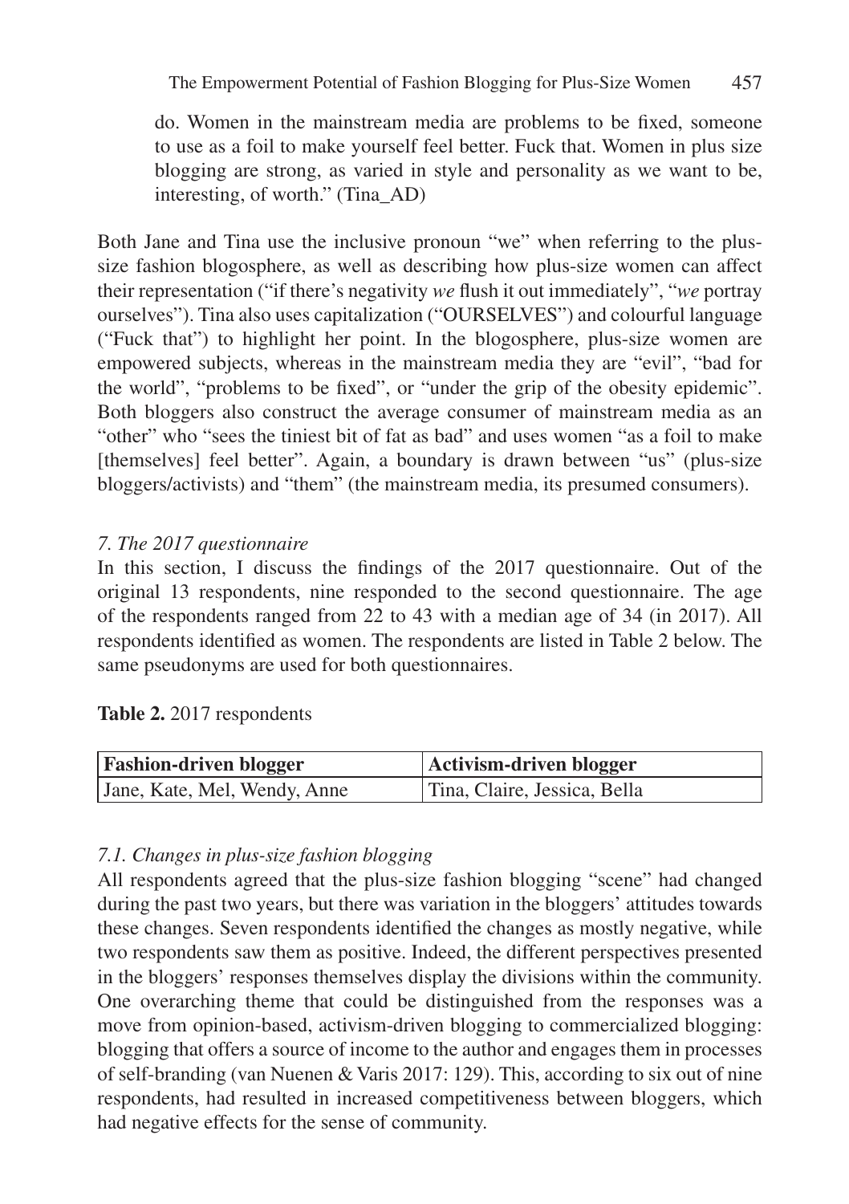do. Women in the mainstream media are problems to be fixed, someone to use as a foil to make yourself feel better. Fuck that. Women in plus size blogging are strong, as varied in style and personality as we want to be, interesting, of worth." (Tina_AD)

Both Jane and Tina use the inclusive pronoun "we" when referring to the plus-size fashion blogosphere, as well as describing how plus-size women can affect their representation ("if there's negativity *we* flush it out immediately", "*we* portray ourselves"). Tina also uses capitalization ("OURSELVES") and colourful language ("Fuck that") to highlight her point. In the blogosphere, plus-size women are empowered subjects, whereas in the mainstream media they are "evil", "bad for the world", "problems to be fixed", or "under the grip of the obesity epidemic". Both bloggers also construct the average consumer of mainstream media as an "other" who "sees the tiniest bit of fat as bad" and uses women "as a foil to make [themselves] feel better". Again, a boundary is drawn between "us" (plus-size bloggers/activists) and "them" (the mainstream media, its presumed consumers).

### *7. The 2017 questionnaire*

In this section, I discuss the findings of the 2017 questionnaire. Out of the original 13 respondents, nine responded to the second questionnaire. The age of the respondents ranged from 22 to 43 with a median age of 34 (in 2017). All respondents identified as women. The respondents are listed in Table 2 below. The same pseudonyms are used for both questionnaires.

**Table 2.** 2017 respondents

| Fashion-driven blogger | Activism-driven blogger |
|---|---|
| Jane, Kate, Mel, Wendy, Anne | Tina, Claire, Jessica, Bella |

#### *7.1. Changes in plus-size fashion blogging*

All respondents agreed that the plus-size fashion blogging "scene" had changed during the past two years, but there was variation in the bloggers' attitudes towards these changes. Seven respondents identified the changes as mostly negative, while two respondents saw them as positive. Indeed, the different perspectives presented in the bloggers' responses themselves display the divisions within the community. One overarching theme that could be distinguished from the responses was a move from opinion-based, activism-driven blogging to commercialized blogging: blogging that offers a source of income to the author and engages them in processes of self-branding (van Nuenen & Varis 2017: 129). This, according to six out of nine respondents, had resulted in increased competitiveness between bloggers, which had negative effects for the sense of community.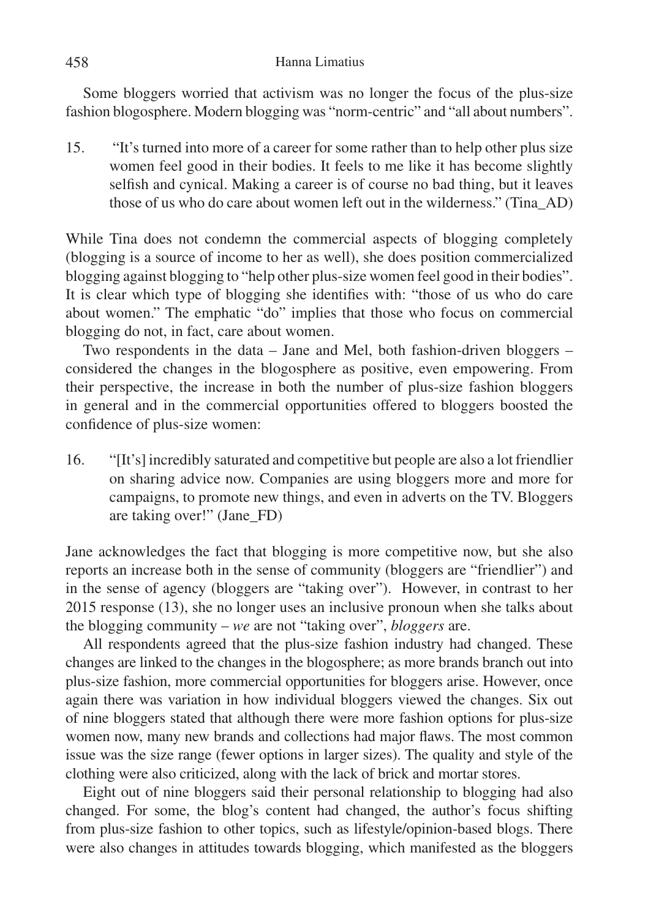Some bloggers worried that activism was no longer the focus of the plus-size fashion blogosphere. Modern blogging was "norm-centric" and "all about numbers".

15. "It's turned into more of a career for some rather than to help other plus size women feel good in their bodies. It feels to me like it has become slightly selfish and cynical. Making a career is of course no bad thing, but it leaves those of us who do care about women left out in the wilderness." (Tina_AD)

While Tina does not condemn the commercial aspects of blogging completely (blogging is a source of income to her as well), she does position commercialized blogging against blogging to "help other plus-size women feel good in their bodies". It is clear which type of blogging she identifies with: "those of us who do care about women." The emphatic "do" implies that those who focus on commercial blogging do not, in fact, care about women.

Two respondents in the data – Jane and Mel, both fashion-driven bloggers – considered the changes in the blogosphere as positive, even empowering. From their perspective, the increase in both the number of plus-size fashion bloggers in general and in the commercial opportunities offered to bloggers boosted the confidence of plus-size women:

16. "[It's] incredibly saturated and competitive but people are also a lot friendlier on sharing advice now. Companies are using bloggers more and more for campaigns, to promote new things, and even in adverts on the TV. Bloggers are taking over!" (Jane_FD)

Jane acknowledges the fact that blogging is more competitive now, but she also reports an increase both in the sense of community (bloggers are "friendlier") and in the sense of agency (bloggers are "taking over"). However, in contrast to her 2015 response (13), she no longer uses an inclusive pronoun when she talks about the blogging community – *we* are not "taking over", *bloggers* are.

All respondents agreed that the plus-size fashion industry had changed. These changes are linked to the changes in the blogosphere; as more brands branch out into plus-size fashion, more commercial opportunities for bloggers arise. However, once again there was variation in how individual bloggers viewed the changes. Six out of nine bloggers stated that although there were more fashion options for plus-size women now, many new brands and collections had major flaws. The most common issue was the size range (fewer options in larger sizes). The quality and style of the clothing were also criticized, along with the lack of brick and mortar stores.

Eight out of nine bloggers said their personal relationship to blogging had also changed. For some, the blog's content had changed, the author's focus shifting from plus-size fashion to other topics, such as lifestyle/opinion-based blogs. There were also changes in attitudes towards blogging, which manifested as the bloggers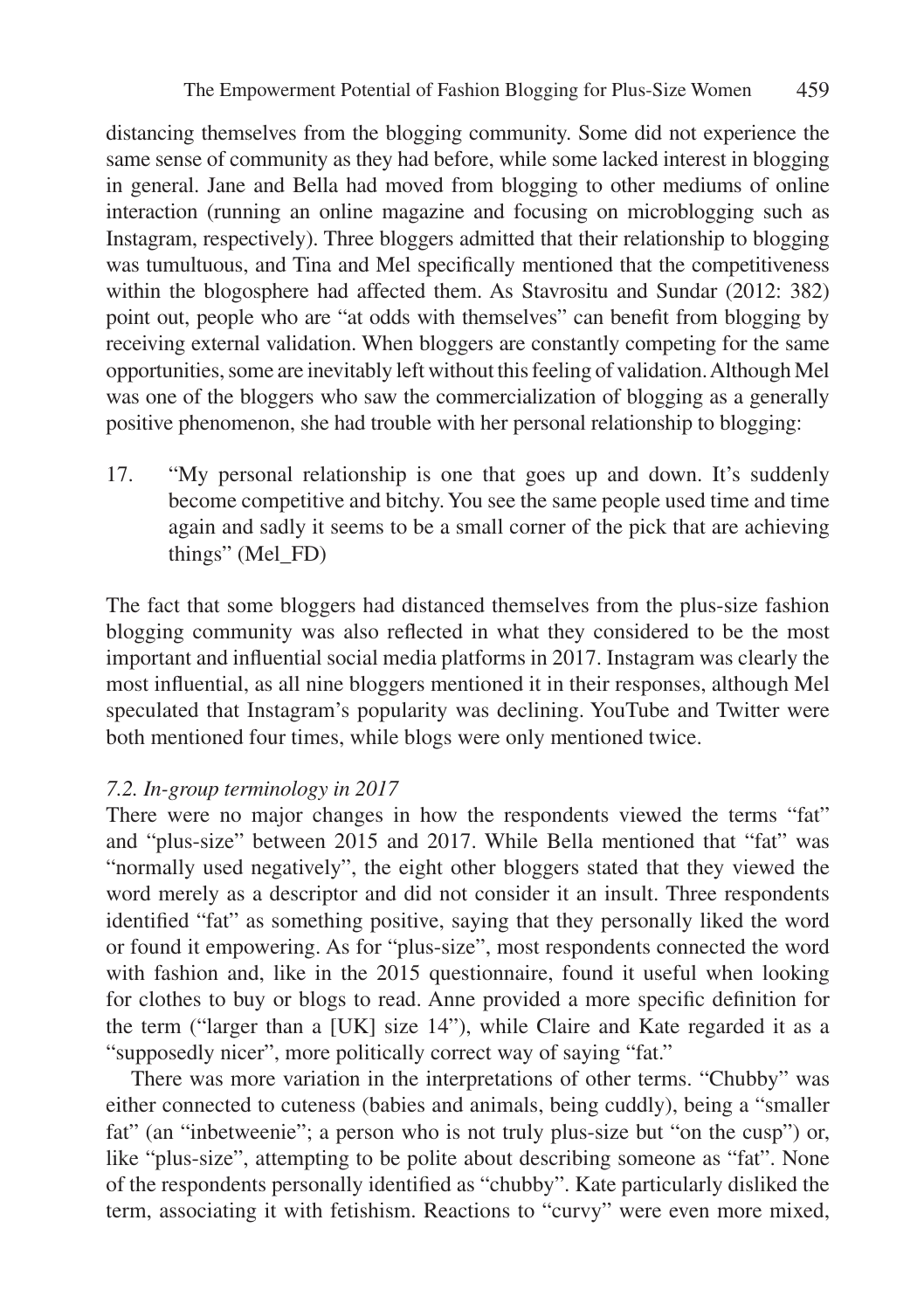distancing themselves from the blogging community. Some did not experience the same sense of community as they had before, while some lacked interest in blogging in general. Jane and Bella had moved from blogging to other mediums of online interaction (running an online magazine and focusing on microblogging such as Instagram, respectively). Three bloggers admitted that their relationship to blogging was tumultuous, and Tina and Mel specifically mentioned that the competitiveness within the blogosphere had affected them. As Stavrositu and Sundar (2012: 382) point out, people who are "at odds with themselves" can benefit from blogging by receiving external validation. When bloggers are constantly competing for the same opportunities, some are inevitably left without this feeling of validation. Although Mel was one of the bloggers who saw the commercialization of blogging as a generally positive phenomenon, she had trouble with her personal relationship to blogging:

17. "My personal relationship is one that goes up and down. It's suddenly become competitive and bitchy. You see the same people used time and time again and sadly it seems to be a small corner of the pick that are achieving things" (Mel_FD)

The fact that some bloggers had distanced themselves from the plus-size fashion blogging community was also reflected in what they considered to be the most important and influential social media platforms in 2017. Instagram was clearly the most influential, as all nine bloggers mentioned it in their responses, although Mel speculated that Instagram's popularity was declining. YouTube and Twitter were both mentioned four times, while blogs were only mentioned twice.

### *7.2. In-group terminology in 2017*

There were no major changes in how the respondents viewed the terms "fat" and "plus-size" between 2015 and 2017. While Bella mentioned that "fat" was "normally used negatively", the eight other bloggers stated that they viewed the word merely as a descriptor and did not consider it an insult. Three respondents identified "fat" as something positive, saying that they personally liked the word or found it empowering. As for "plus-size", most respondents connected the word with fashion and, like in the 2015 questionnaire, found it useful when looking for clothes to buy or blogs to read. Anne provided a more specific definition for the term ("larger than a [UK] size 14"), while Claire and Kate regarded it as a "supposedly nicer", more politically correct way of saying "fat."

There was more variation in the interpretations of other terms. "Chubby" was either connected to cuteness (babies and animals, being cuddly), being a "smaller fat" (an "inbetweenie"; a person who is not truly plus-size but "on the cusp") or, like "plus-size", attempting to be polite about describing someone as "fat". None of the respondents personally identified as "chubby". Kate particularly disliked the term, associating it with fetishism. Reactions to "curvy" were even more mixed,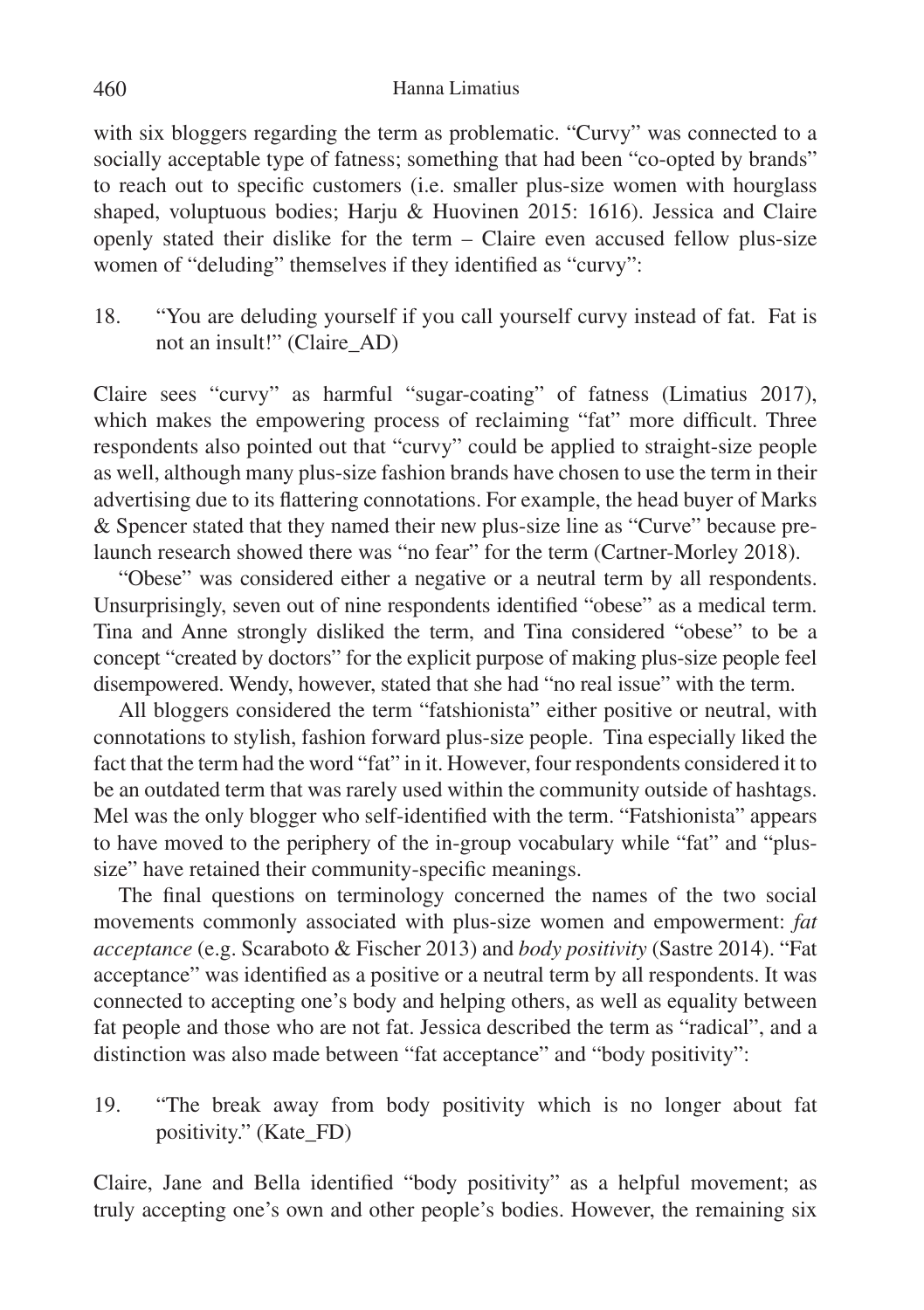with six bloggers regarding the term as problematic. "Curvy" was connected to a socially acceptable type of fatness; something that had been "co-opted by brands" to reach out to specific customers (i.e. smaller plus-size women with hourglass shaped, voluptuous bodies; Harju & Huovinen 2015: 1616). Jessica and Claire openly stated their dislike for the term – Claire even accused fellow plus-size women of "deluding" themselves if they identified as "curvy":

18. "You are deluding yourself if you call yourself curvy instead of fat. Fat is not an insult!" (Claire_AD)

Claire sees "curvy" as harmful "sugar-coating" of fatness (Limatius 2017), which makes the empowering process of reclaiming "fat" more difficult. Three respondents also pointed out that "curvy" could be applied to straight-size people as well, although many plus-size fashion brands have chosen to use the term in their advertising due to its flattering connotations. For example, the head buyer of Marks & Spencer stated that they named their new plus-size line as "Curve" because pre-launch research showed there was "no fear" for the term (Cartner-Morley 2018).

"Obese" was considered either a negative or a neutral term by all respondents. Unsurprisingly, seven out of nine respondents identified "obese" as a medical term. Tina and Anne strongly disliked the term, and Tina considered "obese" to be a concept "created by doctors" for the explicit purpose of making plus-size people feel disempowered. Wendy, however, stated that she had "no real issue" with the term.

All bloggers considered the term "fatshionista" either positive or neutral, with connotations to stylish, fashion forward plus-size people. Tina especially liked the fact that the term had the word "fat" in it. However, four respondents considered it to be an outdated term that was rarely used within the community outside of hashtags. Mel was the only blogger who self-identified with the term. "Fatshionista" appears to have moved to the periphery of the in-group vocabulary while "fat" and "plus-size" have retained their community-specific meanings.

The final questions on terminology concerned the names of the two social movements commonly associated with plus-size women and empowerment: *fat acceptance* (e.g. Scaraboto & Fischer 2013) and *body positivity* (Sastre 2014). "Fat acceptance" was identified as a positive or a neutral term by all respondents. It was connected to accepting one's body and helping others, as well as equality between fat people and those who are not fat. Jessica described the term as "radical", and a distinction was also made between "fat acceptance" and "body positivity":

19. "The break away from body positivity which is no longer about fat positivity." (Kate_FD)

Claire, Jane and Bella identified "body positivity" as a helpful movement; as truly accepting one's own and other people's bodies. However, the remaining six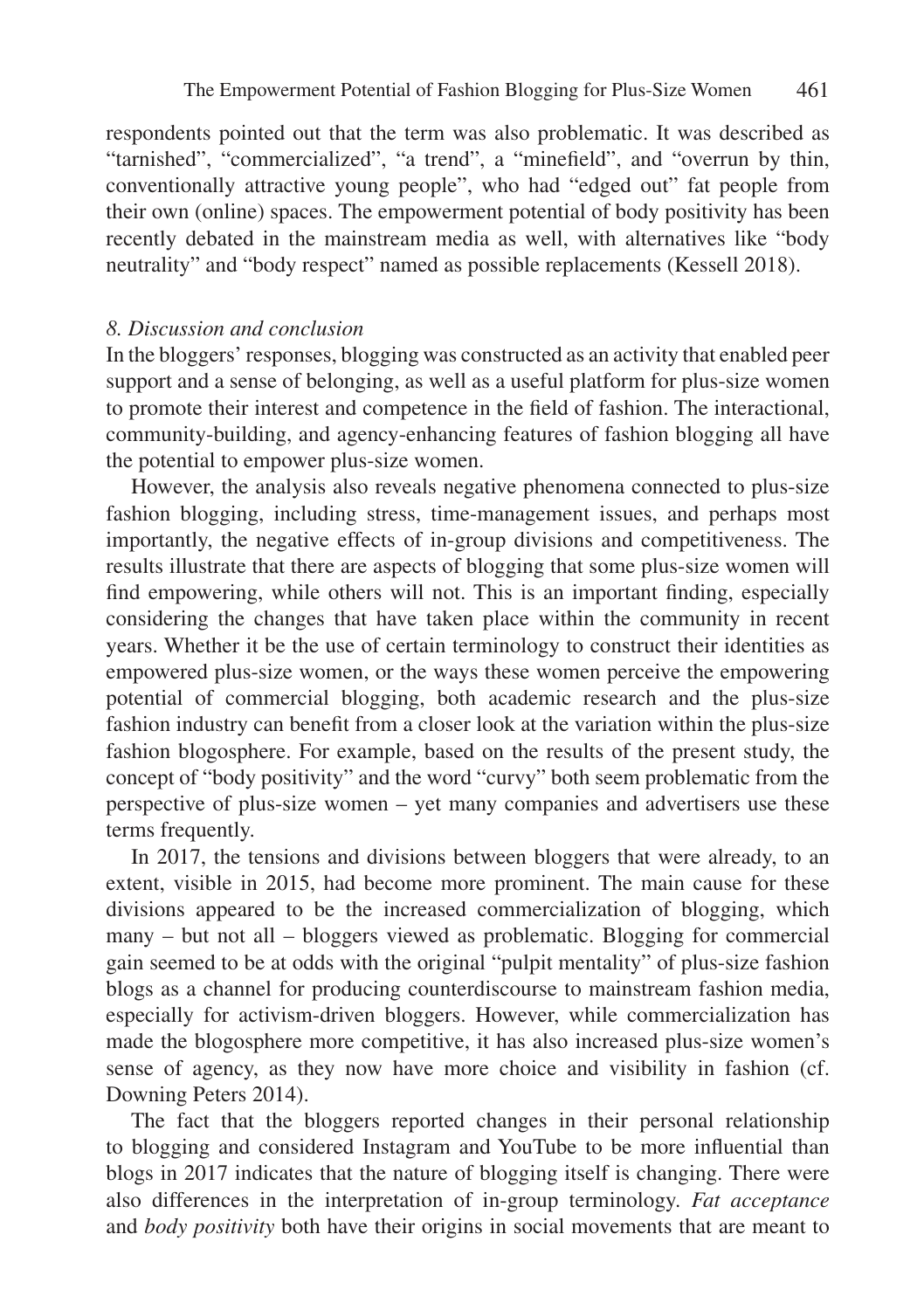respondents pointed out that the term was also problematic. It was described as "tarnished", "commercialized", "a trend", a "minefield", and "overrun by thin, conventionally attractive young people", who had "edged out" fat people from their own (online) spaces. The empowerment potential of body positivity has been recently debated in the mainstream media as well, with alternatives like "body neutrality" and "body respect" named as possible replacements (Kessell 2018).

### *8. Discussion and conclusion*

In the bloggers' responses, blogging was constructed as an activity that enabled peer support and a sense of belonging, as well as a useful platform for plus-size women to promote their interest and competence in the field of fashion. The interactional, community-building, and agency-enhancing features of fashion blogging all have the potential to empower plus-size women.

However, the analysis also reveals negative phenomena connected to plus-size fashion blogging, including stress, time-management issues, and perhaps most importantly, the negative effects of in-group divisions and competitiveness. The results illustrate that there are aspects of blogging that some plus-size women will find empowering, while others will not. This is an important finding, especially considering the changes that have taken place within the community in recent years. Whether it be the use of certain terminology to construct their identities as empowered plus-size women, or the ways these women perceive the empowering potential of commercial blogging, both academic research and the plus-size fashion industry can benefit from a closer look at the variation within the plus-size fashion blogosphere. For example, based on the results of the present study, the concept of "body positivity" and the word "curvy" both seem problematic from the perspective of plus-size women – yet many companies and advertisers use these terms frequently.

In 2017, the tensions and divisions between bloggers that were already, to an extent, visible in 2015, had become more prominent. The main cause for these divisions appeared to be the increased commercialization of blogging, which many – but not all – bloggers viewed as problematic. Blogging for commercial gain seemed to be at odds with the original "pulpit mentality" of plus-size fashion blogs as a channel for producing counterdiscourse to mainstream fashion media, especially for activism-driven bloggers. However, while commercialization has made the blogosphere more competitive, it has also increased plus-size women's sense of agency, as they now have more choice and visibility in fashion (cf. Downing Peters 2014).

The fact that the bloggers reported changes in their personal relationship to blogging and considered Instagram and YouTube to be more influential than blogs in 2017 indicates that the nature of blogging itself is changing. There were also differences in the interpretation of in-group terminology. *Fat acceptance* and *body positivity* both have their origins in social movements that are meant to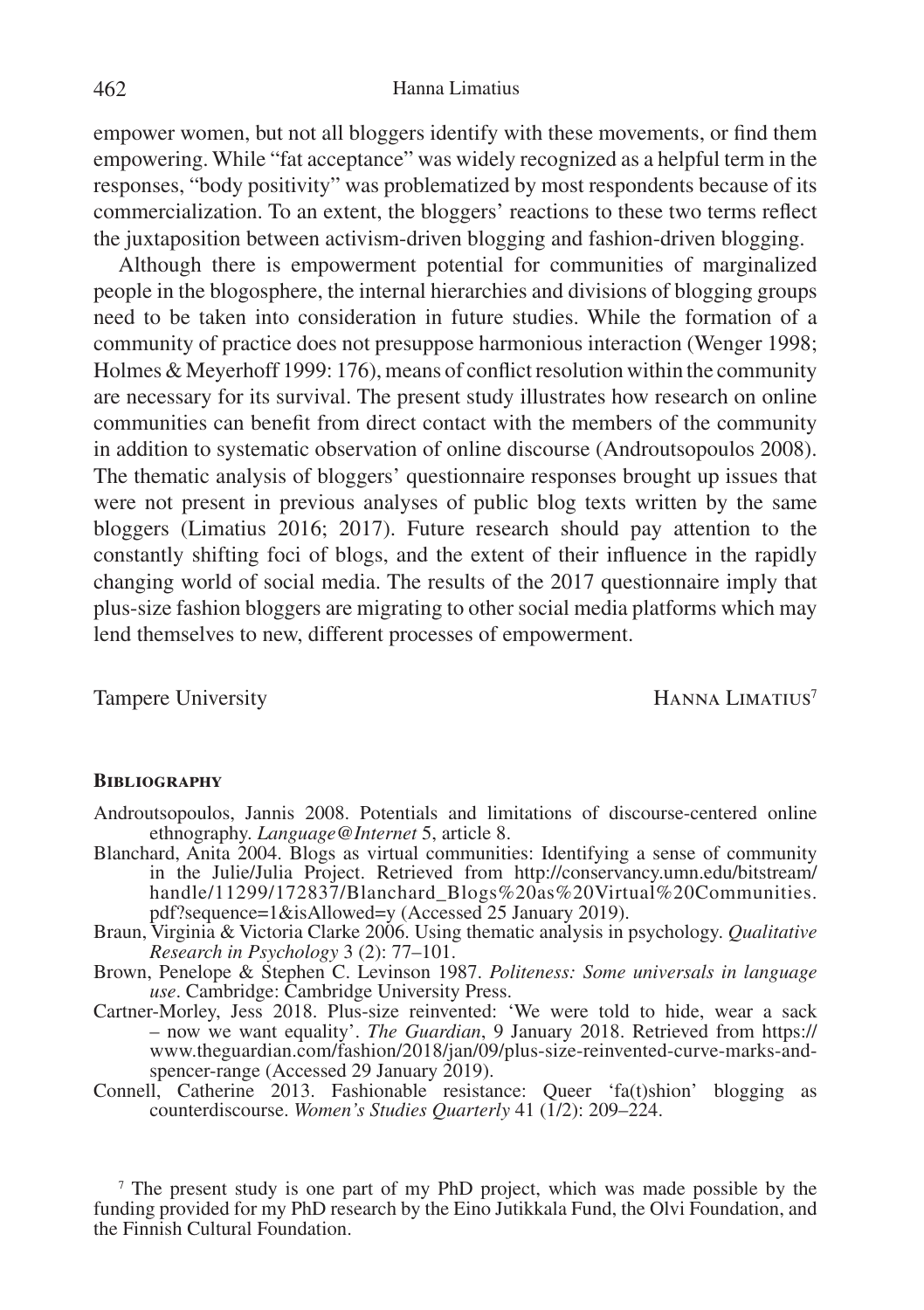empower women, but not all bloggers identify with these movements, or find them empowering. While "fat acceptance" was widely recognized as a helpful term in the responses, "body positivity" was problematized by most respondents because of its commercialization. To an extent, the bloggers' reactions to these two terms reflect the juxtaposition between activism-driven blogging and fashion-driven blogging.

Although there is empowerment potential for communities of marginalized people in the blogosphere, the internal hierarchies and divisions of blogging groups need to be taken into consideration in future studies. While the formation of a community of practice does not presuppose harmonious interaction (Wenger 1998; Holmes & Meyerhoff 1999: 176), means of conflict resolution within the community are necessary for its survival. The present study illustrates how research on online communities can benefit from direct contact with the members of the community in addition to systematic observation of online discourse (Androutsopoulos 2008). The thematic analysis of bloggers' questionnaire responses brought up issues that were not present in previous analyses of public blog texts written by the same bloggers (Limatius 2016; 2017). Future research should pay attention to the constantly shifting foci of blogs, and the extent of their influence in the rapidly changing world of social media. The results of the 2017 questionnaire imply that plus-size fashion bloggers are migrating to other social media platforms which may lend themselves to new, different processes of empowerment.

Tampere University

Hanna Limatius[7]

## Bibliography

Androutsopoulos, Jannis 2008. Potentials and limitations of discourse-centered online ethnography. *Language@Internet* 5, article 8.

Blanchard, Anita 2004. Blogs as virtual communities: Identifying a sense of community in the Julie/Julia Project. Retrieved from http://conservancy.umn.edu/bitstream/handle/11299/172837/Blanchard_Blogs%20as%20Virtual%20Communities.pdf?sequence=1&isAllowed=y (Accessed 25 January 2019).

Braun, Virginia & Victoria Clarke 2006. Using thematic analysis in psychology. *Qualitative Research in Psychology* 3 (2): 77–101.

Brown, Penelope & Stephen C. Levinson 1987. *Politeness: Some universals in language use*. Cambridge: Cambridge University Press.

Cartner-Morley, Jess 2018. Plus-size reinvented: 'We were told to hide, wear a sack – now we want equality'. *The Guardian*, 9 January 2018. Retrieved from https://www.theguardian.com/fashion/2018/jan/09/plus-size-reinvented-curve-marks-and-spencer-range (Accessed 29 January 2019).

Connell, Catherine 2013. Fashionable resistance: Queer 'fa(t)shion' blogging as counterdiscourse. *Women's Studies Quarterly* 41 (1/2): 209–224.

[7] The present study is one part of my PhD project, which was made possible by the funding provided for my PhD research by the Eino Jutikkala Fund, the Olvi Foundation, and the Finnish Cultural Foundation.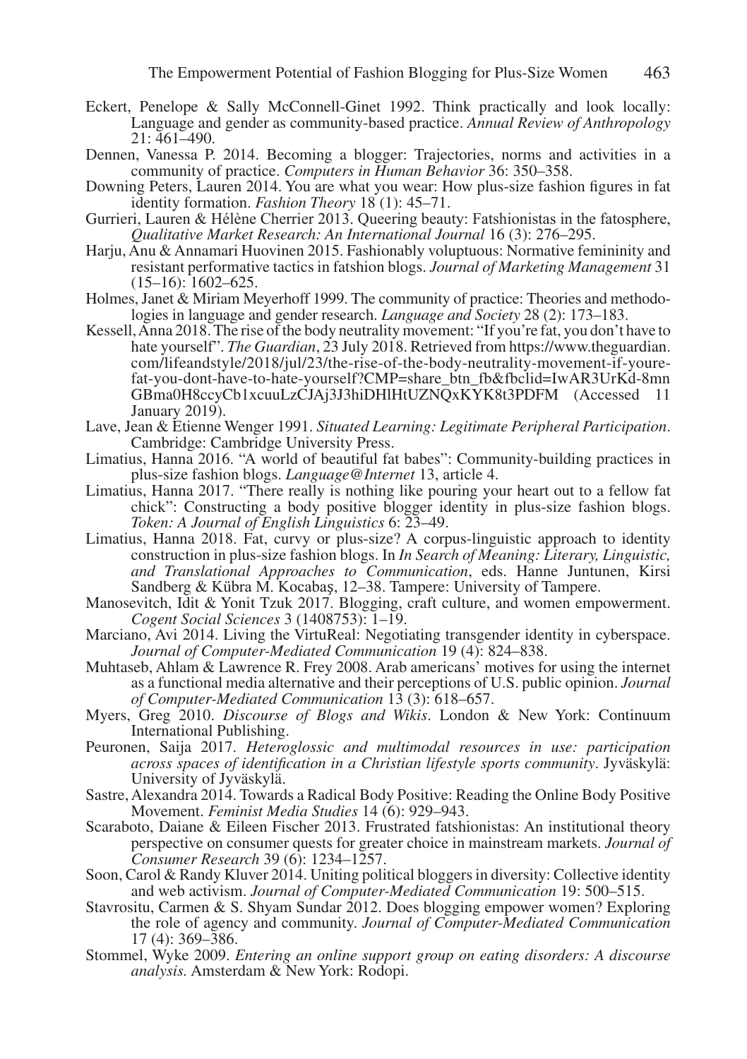Eckert, Penelope & Sally McConnell-Ginet 1992. Think practically and look locally: Language and gender as community-based practice. *Annual Review of Anthropology* 21: 461–490.

Dennen, Vanessa P. 2014. Becoming a blogger: Trajectories, norms and activities in a community of practice. *Computers in Human Behavior* 36: 350–358.

Downing Peters, Lauren 2014. You are what you wear: How plus-size fashion figures in fat identity formation. *Fashion Theory* 18 (1): 45–71.

Gurrieri, Lauren & Hélène Cherrier 2013. Queering beauty: Fatshionistas in the fatosphere, *Qualitative Market Research: An International Journal* 16 (3): 276–295.

Harju, Anu & Annamari Huovinen 2015. Fashionably voluptuous: Normative femininity and resistant performative tactics in fatshion blogs. *Journal of Marketing Management* 31 (15–16): 1602–625.

Holmes, Janet & Miriam Meyerhoff 1999. The community of practice: Theories and methodologies in language and gender research. *Language and Society* 28 (2): 173–183.

Kessell, Anna 2018. The rise of the body neutrality movement: "If you're fat, you don't have to hate yourself". *The Guardian*, 23 July 2018. Retrieved from https://www.theguardian.com/lifeandstyle/2018/jul/23/the-rise-of-the-body-neutrality-movement-if-youre-fat-you-dont-have-to-hate-yourself?CMP=share_btn_fb&fbclid=IwAR3UrKd-8mnGBma0H8ccyCb1xcuuLzCJAj3J3hiDHlHtUZNQxKYK8t3PDFM (Accessed 11 January 2019).

Lave, Jean & Etienne Wenger 1991. *Situated Learning: Legitimate Peripheral Participation*. Cambridge: Cambridge University Press.

Limatius, Hanna 2016. "A world of beautiful fat babes": Community-building practices in plus-size fashion blogs. *Language@Internet* 13, article 4.

Limatius, Hanna 2017. "There really is nothing like pouring your heart out to a fellow fat chick": Constructing a body positive blogger identity in plus-size fashion blogs. *Token: A Journal of English Linguistics* 6: 23–49.

Limatius, Hanna 2018. Fat, curvy or plus-size? A corpus-linguistic approach to identity construction in plus-size fashion blogs. In *In Search of Meaning: Literary, Linguistic, and Translational Approaches to Communication*, eds. Hanne Juntunen, Kirsi Sandberg & Kübra M. Kocabaş, 12–38. Tampere: University of Tampere.

Manosevitch, Idit & Yonit Tzuk 2017. Blogging, craft culture, and women empowerment. *Cogent Social Sciences* 3 (1408753): 1–19.

Marciano, Avi 2014. Living the VirtuReal: Negotiating transgender identity in cyberspace. *Journal of Computer-Mediated Communication* 19 (4): 824–838.

Muhtaseb, Ahlam & Lawrence R. Frey 2008. Arab americans' motives for using the internet as a functional media alternative and their perceptions of U.S. public opinion. *Journal of Computer-Mediated Communication* 13 (3): 618–657.

Myers, Greg 2010. *Discourse of Blogs and Wikis*. London & New York: Continuum International Publishing.

Peuronen, Saija 2017. *Heteroglossic and multimodal resources in use: participation across spaces of identification in a Christian lifestyle sports community*. Jyväskylä: University of Jyväskylä.

Sastre, Alexandra 2014. Towards a Radical Body Positive: Reading the Online Body Positive Movement. *Feminist Media Studies* 14 (6): 929–943.

Scaraboto, Daiane & Eileen Fischer 2013. Frustrated fatshionistas: An institutional theory perspective on consumer quests for greater choice in mainstream markets. *Journal of Consumer Research* 39 (6): 1234–1257.

Soon, Carol & Randy Kluver 2014. Uniting political bloggers in diversity: Collective identity and web activism. *Journal of Computer-Mediated Communication* 19: 500–515.

Stavrositu, Carmen & S. Shyam Sundar 2012. Does blogging empower women? Exploring the role of agency and community. *Journal of Computer-Mediated Communication* 17 (4): 369–386.

Stommel, Wyke 2009. *Entering an online support group on eating disorders: A discourse analysis.* Amsterdam & New York: Rodopi.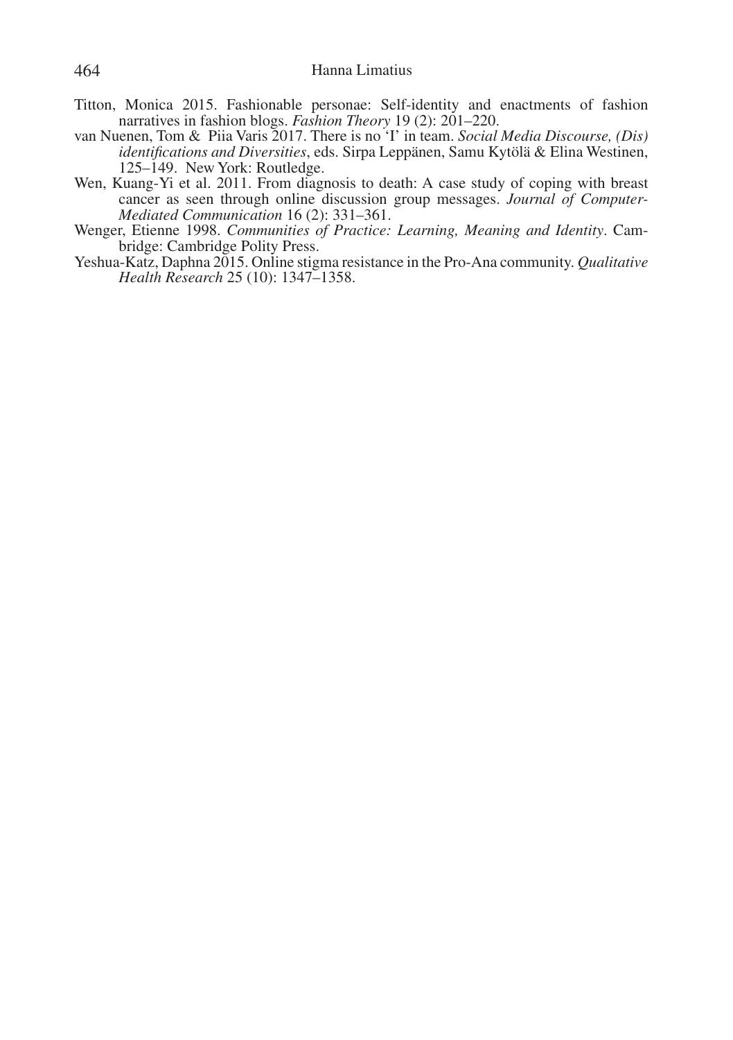Titton, Monica 2015. Fashionable personae: Self-identity and enactments of fashion narratives in fashion blogs. *Fashion Theory* 19 (2): 201–220.

van Nuenen, Tom & Piia Varis 2017. There is no 'I' in team. *Social Media Discourse, (Dis) identifications and Diversities*, eds. Sirpa Leppänen, Samu Kytölä & Elina Westinen, 125–149. New York: Routledge.

Wen, Kuang-Yi et al. 2011. From diagnosis to death: A case study of coping with breast cancer as seen through online discussion group messages. *Journal of Computer-Mediated Communication* 16 (2): 331–361.

Wenger, Etienne 1998. *Communities of Practice: Learning, Meaning and Identity*. Cambridge: Cambridge Polity Press.

Yeshua-Katz, Daphna 2015. Online stigma resistance in the Pro-Ana community. *Qualitative Health Research* 25 (10): 1347–1358.